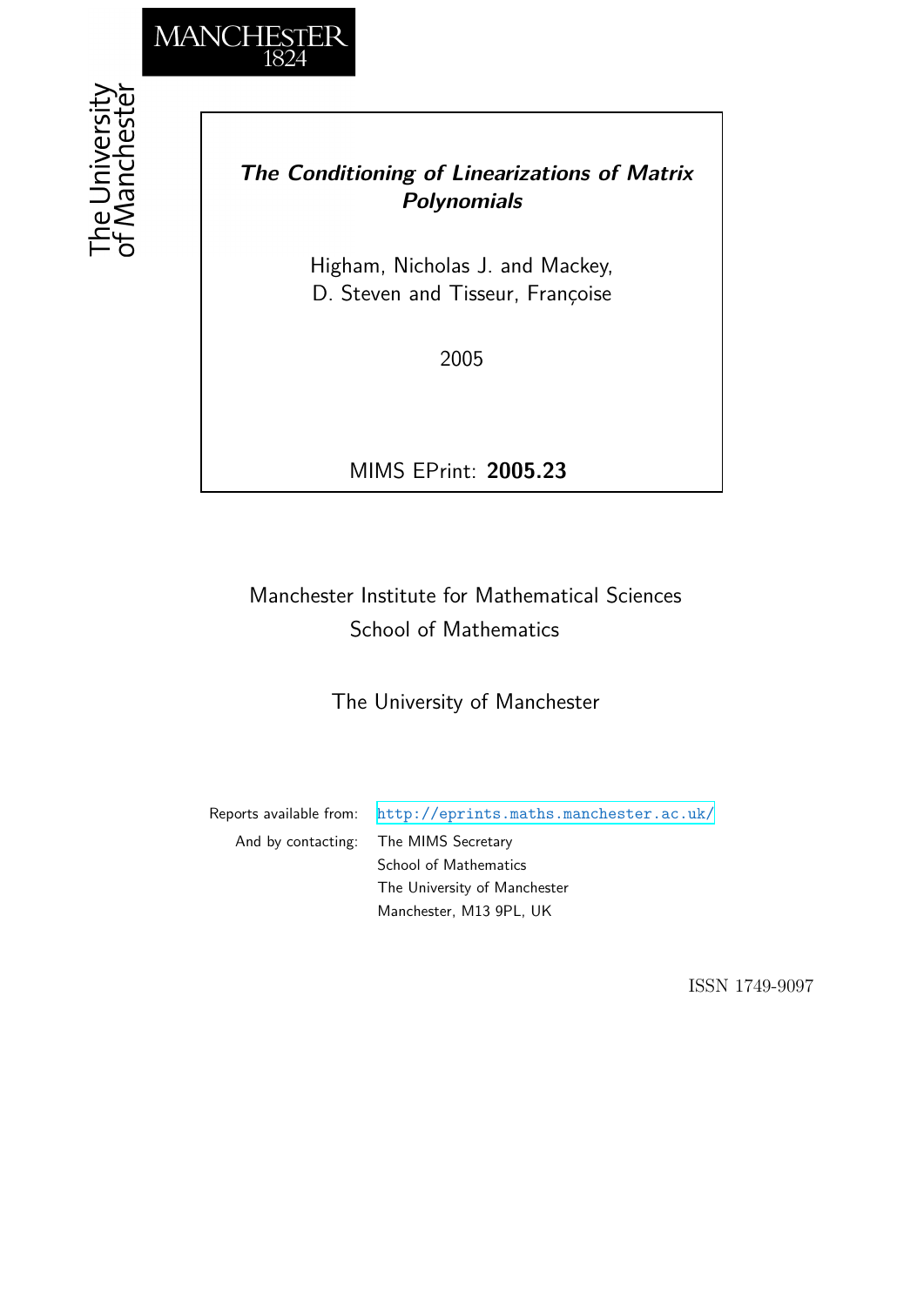MANCHESTER
1824

The University of Manchester

***The Conditioning of Linearizations of Matrix Polynomials***

Higham, Nicholas J. and Mackey, D. Steven and Tisseur, Françoise

2005

MIMS EPrint: **2005.23**

Manchester Institute for Mathematical Sciences
School of Mathematics

The University of Manchester

Reports available from: http://eprints.maths.manchester.ac.uk/
And by contacting: The MIMS Secretary
School of Mathematics
The University of Manchester
Manchester, M13 9PL, UK

ISSN 1749-9097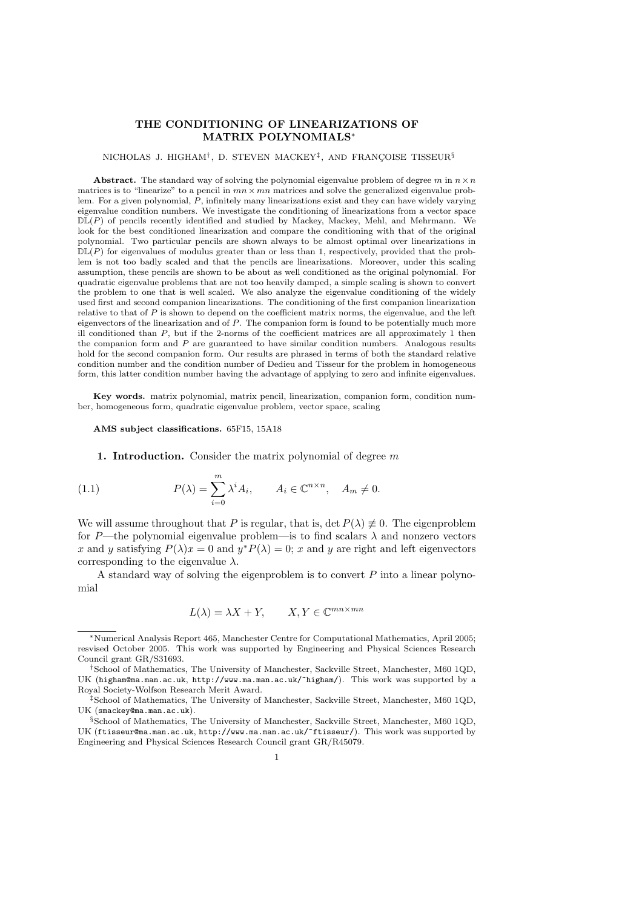# THE CONDITIONING OF LINEARIZATIONS OF MATRIX POLYNOMIALS*

NICHOLAS J. HIGHAM†, D. STEVEN MACKEY‡, AND FRANÇOISE TISSEUR§

**Abstract.** The standard way of solving the polynomial eigenvalue problem of degree $m$ in $n \times n$ matrices is to "linearize" to a pencil in $mn \times mn$ matrices and solve the generalized eigenvalue problem. For a given polynomial, $P$, infinitely many linearizations exist and they can have widely varying eigenvalue condition numbers. We investigate the conditioning of linearizations from a vector space $\mathbb{DL}(P)$ of pencils recently identified and studied by Mackey, Mackey, Mehl, and Mehrmann. We look for the best conditioned linearization and compare the conditioning with that of the original polynomial. Two particular pencils are shown always to be almost optimal over linearizations in $\mathbb{DL}(P)$ for eigenvalues of modulus greater than or less than 1, respectively, provided that the problem is not too badly scaled and that the pencils are linearizations. Moreover, under this scaling assumption, these pencils are shown to be about as well conditioned as the original polynomial. For quadratic eigenvalue problems that are not too heavily damped, a simple scaling is shown to convert the problem to one that is well scaled. We also analyze the eigenvalue conditioning of the widely used first and second companion linearizations. The conditioning of the first companion linearization relative to that of $P$ is shown to depend on the coefficient matrix norms, the eigenvalue, and the left eigenvectors of the linearization and of $P$. The companion form is found to be potentially much more ill conditioned than $P$, but if the 2-norms of the coefficient matrices are all approximately 1 then the companion form and $P$ are guaranteed to have similar condition numbers. Analogous results hold for the second companion form. Our results are phrased in terms of both the standard relative condition number and the condition number of Dedieu and Tisseur for the problem in homogeneous form, this latter condition number having the advantage of applying to zero and infinite eigenvalues.

**Key words.** matrix polynomial, matrix pencil, linearization, companion form, condition number, homogeneous form, quadratic eigenvalue problem, vector space, scaling

**AMS subject classifications.** 65F15, 15A18

## 1. Introduction.

Consider the matrix polynomial of degree $m$

$$P(\lambda) = \sum_{i=0}^{m} \lambda^i A_i, \qquad A_i \in \mathbb{C}^{n \times n}, \quad A_m \neq 0. \tag{1.1}$$

We will assume throughout that $P$ is regular, that is, $\det P(\lambda) \not\equiv 0$. The eigenproblem for $P$—the polynomial eigenvalue problem—is to find scalars $\lambda$ and nonzero vectors $x$ and $y$ satisfying $P(\lambda)x = 0$ and $y^* P(\lambda) = 0$; $x$ and $y$ are right and left eigenvectors corresponding to the eigenvalue $\lambda$.

A standard way of solving the eigenproblem is to convert $P$ into a linear polynomial

$$L(\lambda) = \lambda X + Y, \qquad X, Y \in \mathbb{C}^{mn \times mn}$$

---

*Numerical Analysis Report 465, Manchester Centre for Computational Mathematics, April 2005; resvised October 2005. This work was supported by Engineering and Physical Sciences Research Council grant GR/S31693.

†School of Mathematics, The University of Manchester, Sackville Street, Manchester, M60 1QD, UK (higham@ma.man.ac.uk, http://www.ma.man.ac.uk/~higham/). This work was supported by a Royal Society-Wolfson Research Merit Award.

‡School of Mathematics, The University of Manchester, Sackville Street, Manchester, M60 1QD, UK (smackey@ma.man.ac.uk).

§School of Mathematics, The University of Manchester, Sackville Street, Manchester, M60 1QD, UK (ftisseur@ma.man.ac.uk, http://www.ma.man.ac.uk/~ftisseur/). This work was supported by Engineering and Physical Sciences Research Council grant GR/R45079.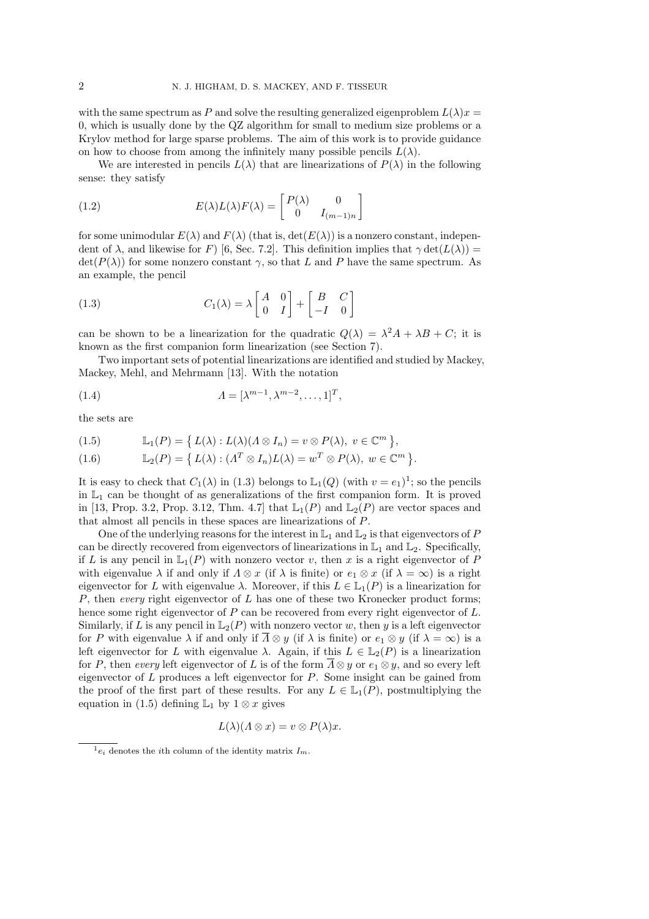with the same spectrum as $P$ and solve the resulting generalized eigenproblem $L(\lambda)x = 0$, which is usually done by the QZ algorithm for small to medium size problems or a Krylov method for large sparse problems. The aim of this work is to provide guidance on how to choose from among the infinitely many possible pencils $L(\lambda)$.

We are interested in pencils $L(\lambda)$ that are linearizations of $P(\lambda)$ in the following sense: they satisfy

$$E(\lambda)L(\lambda)F(\lambda) = \begin{bmatrix} P(\lambda) & 0 \\ 0 & I_{(m-1)n} \end{bmatrix} \tag{1.2}$$

for some unimodular $E(\lambda)$ and $F(\lambda)$ (that is, $\det(E(\lambda))$ is a nonzero constant, independent of $\lambda$, and likewise for $F$) [6, Sec. 7.2]. This definition implies that $\gamma \det(L(\lambda)) = \det(P(\lambda))$ for some nonzero constant $\gamma$, so that $L$ and $P$ have the same spectrum. As an example, the pencil

$$C_1(\lambda) = \lambda \begin{bmatrix} A & 0 \\ 0 & I \end{bmatrix} + \begin{bmatrix} B & C \\ -I & 0 \end{bmatrix} \tag{1.3}$$

can be shown to be a linearization for the quadratic $Q(\lambda) = \lambda^2 A + \lambda B + C$; it is known as the first companion form linearization (see Section 7).

Two important sets of potential linearizations are identified and studied by Mackey, Mackey, Mehl, and Mehrmann [13]. With the notation

$$\Lambda = [\lambda^{m-1}, \lambda^{m-2}, \dots, 1]^T, \tag{1.4}$$

the sets are

$$\mathbb{L}_1(P) = \{\, L(\lambda) : L(\lambda)(\Lambda \otimes I_n) = v \otimes P(\lambda),\ v \in \mathbb{C}^m \,\}, \tag{1.5}$$

$$\mathbb{L}_2(P) = \{\, L(\lambda) : (\Lambda^T \otimes I_n)L(\lambda) = w^T \otimes P(\lambda),\ w \in \mathbb{C}^m \,\}. \tag{1.6}$$

It is easy to check that $C_1(\lambda)$ in (1.3) belongs to $\mathbb{L}_1(Q)$ (with $v = e_1$)[1]; so the pencils in $\mathbb{L}_1$ can be thought of as generalizations of the first companion form. It is proved in [13, Prop. 3.2, Prop. 3.12, Thm. 4.7] that $\mathbb{L}_1(P)$ and $\mathbb{L}_2(P)$ are vector spaces and that almost all pencils in these spaces are linearizations of $P$.

One of the underlying reasons for the interest in $\mathbb{L}_1$ and $\mathbb{L}_2$ is that eigenvectors of $P$ can be directly recovered from eigenvectors of linearizations in $\mathbb{L}_1$ and $\mathbb{L}_2$. Specifically, if $L$ is any pencil in $\mathbb{L}_1(P)$ with nonzero vector $v$, then $x$ is a right eigenvector of $P$ with eigenvalue $\lambda$ if and only if $\Lambda \otimes x$ (if $\lambda$ is finite) or $e_1 \otimes x$ (if $\lambda = \infty$) is a right eigenvector for $L$ with eigenvalue $\lambda$. Moreover, if this $L \in \mathbb{L}_1(P)$ is a linearization for $P$, then *every* right eigenvector of $L$ has one of these two Kronecker product forms; hence some right eigenvector of $P$ can be recovered from every right eigenvector of $L$. Similarly, if $L$ is any pencil in $\mathbb{L}_2(P)$ with nonzero vector $w$, then $y$ is a left eigenvector for $P$ with eigenvalue $\lambda$ if and only if $\overline{\Lambda} \otimes y$ (if $\lambda$ is finite) or $e_1 \otimes y$ (if $\lambda = \infty$) is a left eigenvector for $L$ with eigenvalue $\lambda$. Again, if this $L \in \mathbb{L}_2(P)$ is a linearization for $P$, then *every* left eigenvector of $L$ is of the form $\overline{\Lambda} \otimes y$ or $e_1 \otimes y$, and so every left eigenvector of $L$ produces a left eigenvector for $P$. Some insight can be gained from the proof of the first part of these results. For any $L \in \mathbb{L}_1(P)$, postmultiplying the equation in (1.5) defining $\mathbb{L}_1$ by $1 \otimes x$ gives

$$L(\lambda)(\Lambda \otimes x) = v \otimes P(\lambda)x.$$

[1] $e_i$ denotes the $i$th column of the identity matrix $I_m$.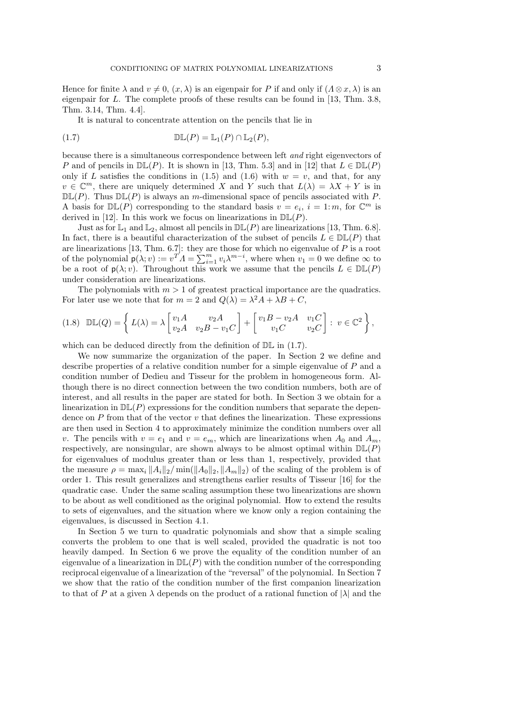Hence for finite $\lambda$ and $v \neq 0$, $(x, \lambda)$ is an eigenpair for $P$ if and only if $(\Lambda \otimes x, \lambda)$ is an eigenpair for $L$. The complete proofs of these results can be found in [13, Thm. 3.8, Thm. 3.14, Thm. 4.4].

It is natural to concentrate attention on the pencils that lie in

$$\mathbb{DL}(P) = \mathbb{L}_1(P) \cap \mathbb{L}_2(P), \tag{1.7}$$

because there is a simultaneous correspondence between left *and* right eigenvectors of $P$ and of pencils in $\mathbb{DL}(P)$. It is shown in [13, Thm. 5.3] and in [12] that $L \in \mathbb{DL}(P)$ only if $L$ satisfies the conditions in (1.5) and (1.6) with $w = v$, and that, for any $v \in \mathbb{C}^m$, there are uniquely determined $X$ and $Y$ such that $L(\lambda) = \lambda X + Y$ is in $\mathbb{DL}(P)$. Thus $\mathbb{DL}(P)$ is always an $m$-dimensional space of pencils associated with $P$. A basis for $\mathbb{DL}(P)$ corresponding to the standard basis $v = e_i$, $i = 1\colon m$, for $\mathbb{C}^m$ is derived in [12]. In this work we focus on linearizations in $\mathbb{DL}(P)$.

Just as for $\mathbb{L}_1$ and $\mathbb{L}_2$, almost all pencils in $\mathbb{DL}(P)$ are linearizations [13, Thm. 6.8]. In fact, there is a beautiful characterization of the subset of pencils $L \in \mathbb{DL}(P)$ that are linearizations [13, Thm. 6.7]: they are those for which no eigenvalue of $P$ is a root of the polynomial $\mathsf{p}(\lambda; v) := v^T \Lambda = \sum_{i=1}^m v_i \lambda^{m-i}$, where when $v_1 = 0$ we define $\infty$ to be a root of $\mathsf{p}(\lambda; v)$. Throughout this work we assume that the pencils $L \in \mathbb{DL}(P)$ under consideration are linearizations.

The polynomials with $m > 1$ of greatest practical importance are the quadratics. For later use we note that for $m = 2$ and $Q(\lambda) = \lambda^2 A + \lambda B + C$,

$$\mathbb{DL}(Q) = \left\{ L(\lambda) = \lambda \begin{bmatrix} v_1 A & v_2 A \\ v_2 A & v_2 B - v_1 C \end{bmatrix} + \begin{bmatrix} v_1 B - v_2 A & v_1 C \\ v_1 C & v_2 C \end{bmatrix} : \, v \in \mathbb{C}^2 \right\}, \tag{1.8}$$

which can be deduced directly from the definition of $\mathbb{DL}$ in (1.7).

We now summarize the organization of the paper. In Section 2 we define and describe properties of a relative condition number for a simple eigenvalue of $P$ and a condition number of Dedieu and Tisseur for the problem in homogeneous form. Although there is no direct connection between the two condition numbers, both are of interest, and all results in the paper are stated for both. In Section 3 we obtain for a linearization in $\mathbb{DL}(P)$ expressions for the condition numbers that separate the dependence on $P$ from that of the vector $v$ that defines the linearization. These expressions are then used in Section 4 to approximately minimize the condition numbers over all $v$. The pencils with $v = e_1$ and $v = e_m$, which are linearizations when $A_0$ and $A_m$, respectively, are nonsingular, are shown always to be almost optimal within $\mathbb{DL}(P)$ for eigenvalues of modulus greater than or less than 1, respectively, provided that the measure $\rho = \max_i \|A_i\|_2 / \min(\|A_0\|_2, \|A_m\|_2)$ of the scaling of the problem is of order 1. This result generalizes and strengthens earlier results of Tisseur [16] for the quadratic case. Under the same scaling assumption these two linearizations are shown to be about as well conditioned as the original polynomial. How to extend the results to sets of eigenvalues, and the situation where we know only a region containing the eigenvalues, is discussed in Section 4.1.

In Section 5 we turn to quadratic polynomials and show that a simple scaling converts the problem to one that is well scaled, provided the quadratic is not too heavily damped. In Section 6 we prove the equality of the condition number of an eigenvalue of a linearization in $\mathbb{DL}(P)$ with the condition number of the corresponding reciprocal eigenvalue of a linearization of the "reversal" of the polynomial. In Section 7 we show that the ratio of the condition number of the first companion linearization to that of $P$ at a given $\lambda$ depends on the product of a rational function of $|\lambda|$ and the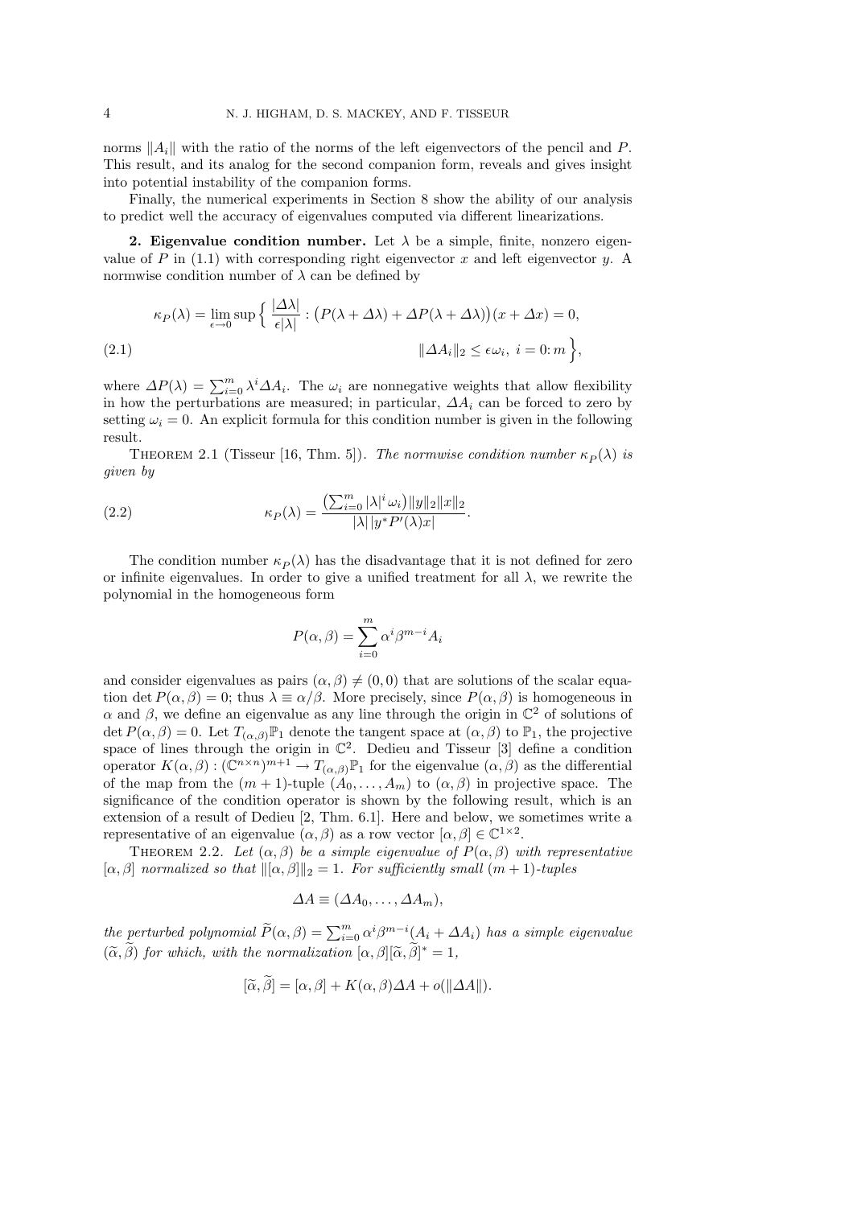norms $\|A_i\|$ with the ratio of the norms of the left eigenvectors of the pencil and $P$. This result, and its analog for the second companion form, reveals and gives insight into potential instability of the companion forms.

Finally, the numerical experiments in Section 8 show the ability of our analysis to predict well the accuracy of eigenvalues computed via different linearizations.

## 2. Eigenvalue condition number.

Let $\lambda$ be a simple, finite, nonzero eigenvalue of $P$ in (1.1) with corresponding right eigenvector $x$ and left eigenvector $y$. A normwise condition number of $\lambda$ can be defined by

$$\kappa_P(\lambda) = \lim_{\epsilon \to 0} \sup \Big\{ \frac{|\Delta\lambda|}{\epsilon|\lambda|} : \big(P(\lambda + \Delta\lambda) + \Delta P(\lambda + \Delta\lambda)\big)(x + \Delta x) = 0, \\ \|\Delta A_i\|_2 \le \epsilon\omega_i,\ i = 0{:}\, m \Big\}, \tag{2.1}$$

where $\Delta P(\lambda) = \sum_{i=0}^{m} \lambda^i \Delta A_i$. The $\omega_i$ are nonnegative weights that allow flexibility in how the perturbations are measured; in particular, $\Delta A_i$ can be forced to zero by setting $\omega_i = 0$. An explicit formula for this condition number is given in the following result.

THEOREM 2.1 (Tisseur [16, Thm. 5]). *The normwise condition number $\kappa_P(\lambda)$ is given by*

$$\kappa_P(\lambda) = \frac{\big(\sum_{i=0}^{m} |\lambda|^i \omega_i\big)\|y\|_2\|x\|_2}{|\lambda|\,|y^* P'(\lambda)x|}. \tag{2.2}$$

The condition number $\kappa_P(\lambda)$ has the disadvantage that it is not defined for zero or infinite eigenvalues. In order to give a unified treatment for all $\lambda$, we rewrite the polynomial in the homogeneous form

$$P(\alpha, \beta) = \sum_{i=0}^{m} \alpha^i \beta^{m-i} A_i$$

and consider eigenvalues as pairs $(\alpha, \beta) \neq (0, 0)$ that are solutions of the scalar equation $\det P(\alpha, \beta) = 0$; thus $\lambda \equiv \alpha/\beta$. More precisely, since $P(\alpha, \beta)$ is homogeneous in $\alpha$ and $\beta$, we define an eigenvalue as any line through the origin in $\mathbb{C}^2$ of solutions of $\det P(\alpha, \beta) = 0$. Let $T_{(\alpha,\beta)}\mathbb{P}_1$ denote the tangent space at $(\alpha, \beta)$ to $\mathbb{P}_1$, the projective space of lines through the origin in $\mathbb{C}^2$. Dedieu and Tisseur [3] define a condition operator $K(\alpha, \beta) : (\mathbb{C}^{n\times n})^{m+1} \to T_{(\alpha,\beta)}\mathbb{P}_1$ for the eigenvalue $(\alpha, \beta)$ as the differential of the map from the $(m + 1)$-tuple $(A_0, \ldots, A_m)$ to $(\alpha, \beta)$ in projective space. The significance of the condition operator is shown by the following result, which is an extension of a result of Dedieu [2, Thm. 6.1]. Here and below, we sometimes write a representative of an eigenvalue $(\alpha, \beta)$ as a row vector $[\alpha, \beta] \in \mathbb{C}^{1\times 2}$.

THEOREM 2.2. *Let $(\alpha, \beta)$ be a simple eigenvalue of $P(\alpha, \beta)$ with representative $[\alpha, \beta]$ normalized so that $\|[\alpha, \beta]\|_2 = 1$. For sufficiently small $(m + 1)$-tuples*

$$\Delta A \equiv (\Delta A_0, \ldots, \Delta A_m),$$

*the perturbed polynomial $\widetilde{P}(\alpha, \beta) = \sum_{i=0}^{m} \alpha^i \beta^{m-i}(A_i + \Delta A_i)$ has a simple eigenvalue $(\widetilde{\alpha}, \widetilde{\beta})$ for which, with the normalization $[\alpha, \beta][\widetilde{\alpha}, \widetilde{\beta}]^* = 1$,*

$$[\widetilde{\alpha}, \widetilde{\beta}] = [\alpha, \beta] + K(\alpha, \beta)\Delta A + o(\|\Delta A\|).$$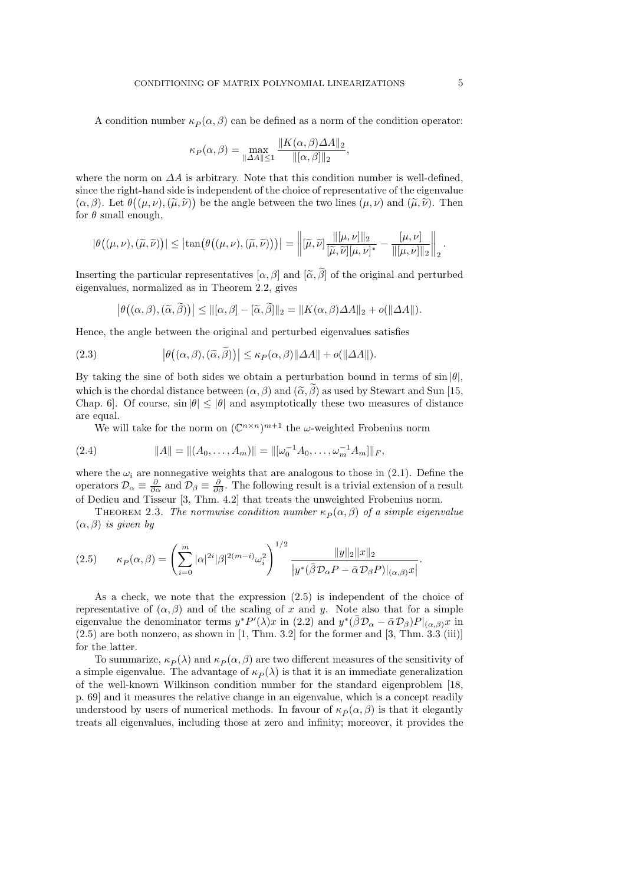A condition number $\kappa_P(\alpha, \beta)$ can be defined as a norm of the condition operator:

$$\kappa_P(\alpha,\beta) = \max_{\|\Delta A\| \le 1} \frac{\|K(\alpha,\beta)\Delta A\|_2}{\|[\alpha,\beta]\|_2},$$

where the norm on $\Delta A$ is arbitrary. Note that this condition number is well-defined, since the right-hand side is independent of the choice of representative of the eigenvalue $(\alpha, \beta)$. Let $\theta\big((\mu,\nu),(\widetilde{\mu},\widetilde{\nu})\big)$ be the angle between the two lines $(\mu,\nu)$ and $(\widetilde{\mu},\widetilde{\nu})$. Then for $\theta$ small enough,

$$|\theta\big((\mu,\nu),(\widetilde{\mu},\widetilde{\nu})\big)| \le \big|\tan\big(\theta\big((\mu,\nu),(\widetilde{\mu},\widetilde{\nu})\big)\big)\big| = \left\| [\widetilde{\mu},\widetilde{\nu}] \frac{\|[\mu,\nu]\|_2}{[\widetilde{\mu},\widetilde{\nu}][\mu,\nu]^*} - \frac{[\mu,\nu]}{\|[\mu,\nu]\|_2} \right\|_2.$$

Inserting the particular representatives $[\alpha,\beta]$ and $[\widetilde{\alpha},\widetilde{\beta}]$ of the original and perturbed eigenvalues, normalized as in Theorem 2.2, gives

$$\big|\theta\big((\alpha,\beta),(\widetilde{\alpha},\widetilde{\beta})\big)\big| \le \|[\alpha,\beta] - [\widetilde{\alpha},\widetilde{\beta}]\|_2 = \|K(\alpha,\beta)\Delta A\|_2 + o(\|\Delta A\|).$$

Hence, the angle between the original and perturbed eigenvalues satisfies

$$\big|\theta\big((\alpha,\beta),(\widetilde{\alpha},\widetilde{\beta})\big)\big| \le \kappa_P(\alpha,\beta)\|\Delta A\| + o(\|\Delta A\|). \tag{2.3}$$

By taking the sine of both sides we obtain a perturbation bound in terms of $\sin|\theta|$, which is the chordal distance between $(\alpha,\beta)$ and $(\widetilde{\alpha},\widetilde{\beta})$ as used by Stewart and Sun [15, Chap. 6]. Of course, $\sin|\theta| \le |\theta|$ and asymptotically these two measures of distance are equal.

We will take for the norm on $(\mathbb{C}^{n\times n})^{m+1}$ the $\omega$-weighted Frobenius norm

$$\|A\| = \|(A_0,\ldots,A_m)\| = \|[\omega_0^{-1}A_0,\ldots,\omega_m^{-1}A_m]\|_F, \tag{2.4}$$

where the $\omega_i$ are nonnegative weights that are analogous to those in (2.1). Define the operators $\mathcal{D}_\alpha \equiv \frac{\partial}{\partial\alpha}$ and $\mathcal{D}_\beta \equiv \frac{\partial}{\partial\beta}$. The following result is a trivial extension of a result of Dedieu and Tisseur [3, Thm. 4.2] that treats the unweighted Frobenius norm.

Theorem 2.3. *The normwise condition number $\kappa_P(\alpha,\beta)$ of a simple eigenvalue $(\alpha,\beta)$ is given by*

$$\kappa_P(\alpha,\beta) = \left(\sum_{i=0}^m |\alpha|^{2i}|\beta|^{2(m-i)}\omega_i^2\right)^{1/2} \frac{\|y\|_2\|x\|_2}{\big|y^*(\bar{\beta}\mathcal{D}_\alpha P - \bar{\alpha}\mathcal{D}_\beta P)|_{(\alpha,\beta)}x\big|}. \tag{2.5}$$

As a check, we note that the expression (2.5) is independent of the choice of representative of $(\alpha,\beta)$ and of the scaling of $x$ and $y$. Note also that for a simple eigenvalue the denominator terms $y^*P'(\lambda)x$ in (2.2) and $y^*(\bar{\beta}\mathcal{D}_\alpha - \bar{\alpha}\mathcal{D}_\beta)P|_{(\alpha,\beta)}x$ in (2.5) are both nonzero, as shown in [1, Thm. 3.2] for the former and [3, Thm. 3.3 (iii)] for the latter.

To summarize, $\kappa_P(\lambda)$ and $\kappa_P(\alpha,\beta)$ are two different measures of the sensitivity of a simple eigenvalue. The advantage of $\kappa_P(\lambda)$ is that it is an immediate generalization of the well-known Wilkinson condition number for the standard eigenproblem [18, p. 69] and it measures the relative change in an eigenvalue, which is a concept readily understood by users of numerical methods. In favour of $\kappa_P(\alpha,\beta)$ is that it elegantly treats all eigenvalues, including those at zero and infinity; moreover, it provides the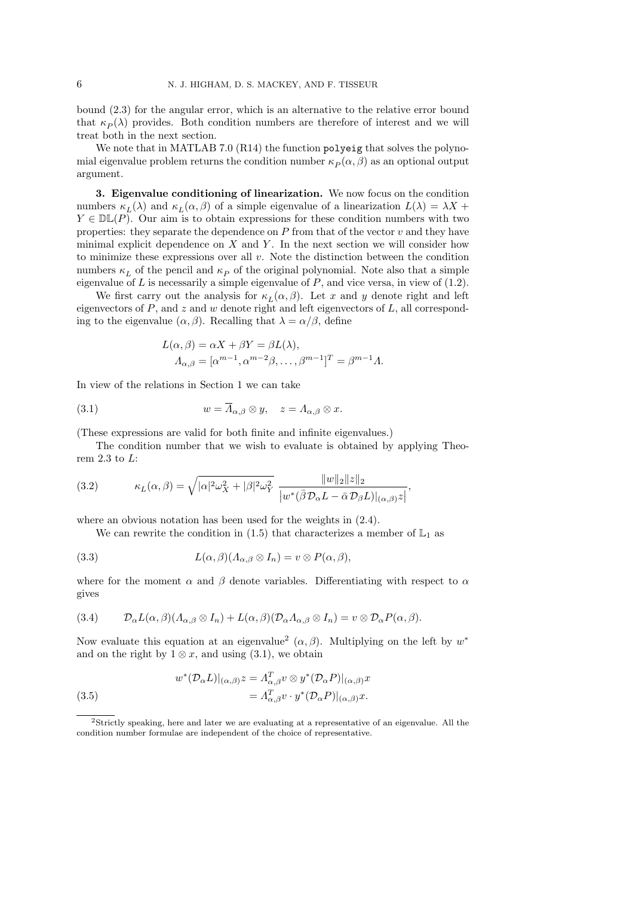bound (2.3) for the angular error, which is an alternative to the relative error bound that $\kappa_P(\lambda)$ provides. Both condition numbers are therefore of interest and we will treat both in the next section.

We note that in MATLAB 7.0 (R14) the function `polyeig` that solves the polynomial eigenvalue problem returns the condition number $\kappa_P(\alpha,\beta)$ as an optional output argument.

**3. Eigenvalue conditioning of linearization.** We now focus on the condition numbers $\kappa_L(\lambda)$ and $\kappa_L(\alpha,\beta)$ of a simple eigenvalue of a linearization $L(\lambda) = \lambda X + Y \in \mathbb{DL}(P)$. Our aim is to obtain expressions for these condition numbers with two properties: they separate the dependence on $P$ from that of the vector $v$ and they have minimal explicit dependence on $X$ and $Y$. In the next section we will consider how to minimize these expressions over all $v$. Note the distinction between the condition numbers $\kappa_L$ of the pencil and $\kappa_P$ of the original polynomial. Note also that a simple eigenvalue of $L$ is necessarily a simple eigenvalue of $P$, and vice versa, in view of (1.2).

We first carry out the analysis for $\kappa_L(\alpha,\beta)$. Let $x$ and $y$ denote right and left eigenvectors of $P$, and $z$ and $w$ denote right and left eigenvectors of $L$, all corresponding to the eigenvalue $(\alpha,\beta)$. Recalling that $\lambda = \alpha/\beta$, define

$$
\begin{aligned}
L(\alpha,\beta) &= \alpha X + \beta Y = \beta L(\lambda),\\
\Lambda_{\alpha,\beta} &= [\alpha^{m-1}, \alpha^{m-2}\beta, \ldots, \beta^{m-1}]^T = \beta^{m-1}\Lambda.
\end{aligned}
$$

In view of the relations in Section 1 we can take

$$
w = \overline{\Lambda}_{\alpha,\beta} \otimes y, \quad z = \Lambda_{\alpha,\beta} \otimes x. \tag{3.1}
$$

(These expressions are valid for both finite and infinite eigenvalues.)

The condition number that we wish to evaluate is obtained by applying Theorem 2.3 to $L$:

$$
\kappa_L(\alpha,\beta) = \sqrt{|\alpha|^2\omega_X^2 + |\beta|^2\omega_Y^2}\ \frac{\|w\|_2\|z\|_2}{\left|w^*(\bar{\beta}\,\mathcal{D}_\alpha L - \bar{\alpha}\,\mathcal{D}_\beta L)|_{(\alpha,\beta)} z\right|}, \tag{3.2}
$$

where an obvious notation has been used for the weights in (2.4).

We can rewrite the condition in (1.5) that characterizes a member of $\mathbb{L}_1$ as

$$
L(\alpha,\beta)(\Lambda_{\alpha,\beta} \otimes I_n) = v \otimes P(\alpha,\beta), \tag{3.3}
$$

where for the moment $\alpha$ and $\beta$ denote variables. Differentiating with respect to $\alpha$ gives

$$
\mathcal{D}_\alpha L(\alpha,\beta)(\Lambda_{\alpha,\beta} \otimes I_n) + L(\alpha,\beta)(\mathcal{D}_\alpha \Lambda_{\alpha,\beta} \otimes I_n) = v \otimes \mathcal{D}_\alpha P(\alpha,\beta). \tag{3.4}
$$

Now evaluate this equation at an eigenvalue[2] $(\alpha,\beta)$. Multiplying on the left by $w^*$ and on the right by $1 \otimes x$, and using (3.1), we obtain

$$
\begin{aligned}
w^*(\mathcal{D}_\alpha L)|_{(\alpha,\beta)} z &= \Lambda_{\alpha,\beta}^T v \otimes y^*(\mathcal{D}_\alpha P)|_{(\alpha,\beta)} x\\
&= \Lambda_{\alpha,\beta}^T v \cdot y^*(\mathcal{D}_\alpha P)|_{(\alpha,\beta)} x.
\end{aligned} \tag{3.5}
$$

[2] Strictly speaking, here and later we are evaluating at a representative of an eigenvalue. All the condition number formulae are independent of the choice of representative.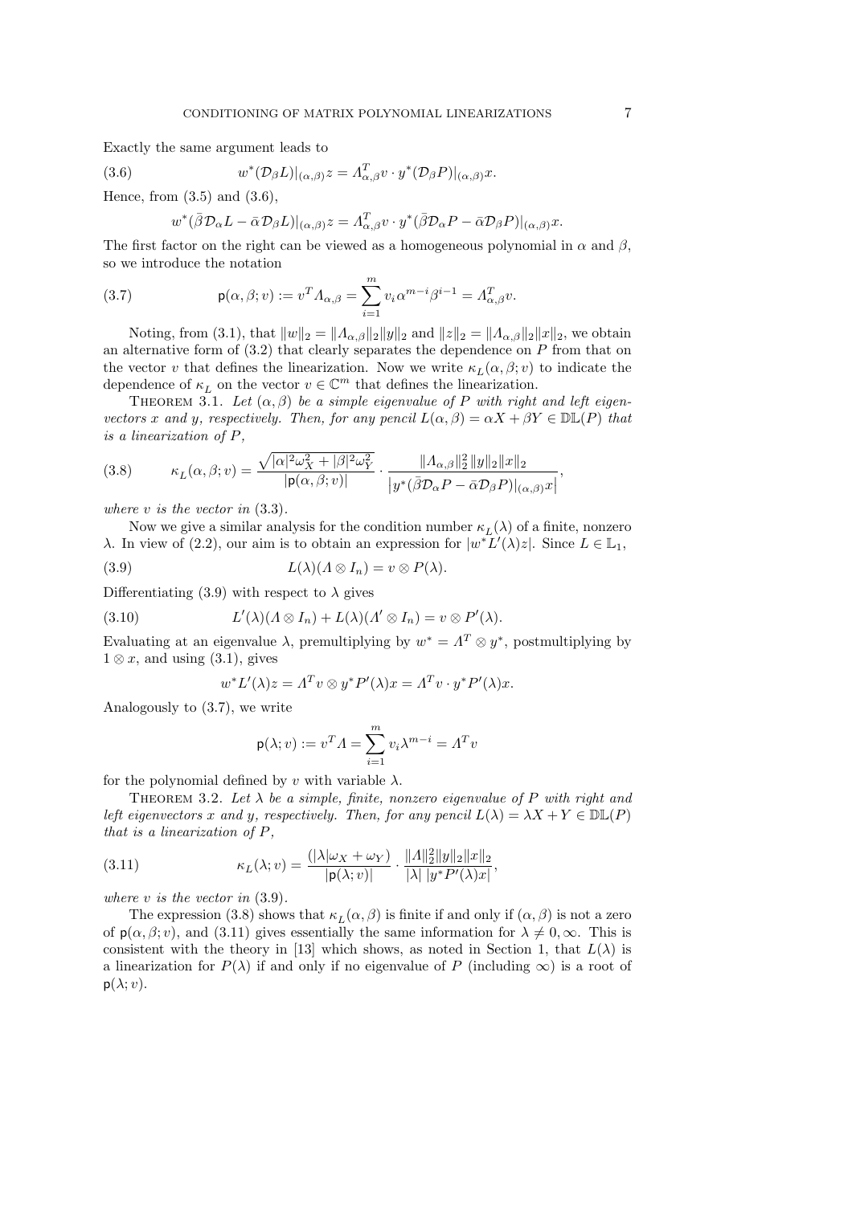Exactly the same argument leads to

$$w^*(\mathcal{D}_\beta L)|_{(\alpha,\beta)} z = \Lambda_{\alpha,\beta}^T v \cdot y^*(\mathcal{D}_\beta P)|_{(\alpha,\beta)} x. \tag{3.6}$$

Hence, from (3.5) and (3.6),

$$w^*(\bar\beta \mathcal{D}_\alpha L - \bar\alpha \mathcal{D}_\beta L)|_{(\alpha,\beta)} z = \Lambda_{\alpha,\beta}^T v \cdot y^*(\bar\beta \mathcal{D}_\alpha P - \bar\alpha \mathcal{D}_\beta P)|_{(\alpha,\beta)} x.$$

The first factor on the right can be viewed as a homogeneous polynomial in $\alpha$ and $\beta$, so we introduce the notation

$$\mathsf{p}(\alpha,\beta;v) := v^T \Lambda_{\alpha,\beta} = \sum_{i=1}^m v_i \alpha^{m-i}\beta^{i-1} = \Lambda_{\alpha,\beta}^T v. \tag{3.7}$$

Noting, from (3.1), that $\|w\|_2 = \|\Lambda_{\alpha,\beta}\|_2 \|y\|_2$ and $\|z\|_2 = \|\Lambda_{\alpha,\beta}\|_2 \|x\|_2$, we obtain an alternative form of (3.2) that clearly separates the dependence on $P$ from that on the vector $v$ that defines the linearization. Now we write $\kappa_L(\alpha,\beta;v)$ to indicate the dependence of $\kappa_L$ on the vector $v \in \mathbb{C}^m$ that defines the linearization.

THEOREM 3.1. *Let $(\alpha,\beta)$ be a simple eigenvalue of $P$ with right and left eigenvectors $x$ and $y$, respectively. Then, for any pencil $L(\alpha,\beta) = \alpha X + \beta Y \in \mathbb{DL}(P)$ that is a linearization of $P$,*

$$\kappa_L(\alpha,\beta;v) = \frac{\sqrt{|\alpha|^2\omega_X^2 + |\beta|^2\omega_Y^2}}{|\mathsf{p}(\alpha,\beta;v)|} \cdot \frac{\|\Lambda_{\alpha,\beta}\|_2^2 \|y\|_2 \|x\|_2}{\left|y^*(\bar\beta \mathcal{D}_\alpha P - \bar\alpha \mathcal{D}_\beta P)|_{(\alpha,\beta)} x\right|}, \tag{3.8}$$

*where $v$ is the vector in* (3.3).

Now we give a similar analysis for the condition number $\kappa_L(\lambda)$ of a finite, nonzero $\lambda$. In view of (2.2), our aim is to obtain an expression for $|w^* L'(\lambda) z|$. Since $L \in \mathbb{L}_1$,

$$L(\lambda)(\Lambda \otimes I_n) = v \otimes P(\lambda). \tag{3.9}$$

Differentiating (3.9) with respect to $\lambda$ gives

$$L'(\lambda)(\Lambda \otimes I_n) + L(\lambda)(\Lambda' \otimes I_n) = v \otimes P'(\lambda). \tag{3.10}$$

Evaluating at an eigenvalue $\lambda$, premultiplying by $w^* = \Lambda^T \otimes y^*$, postmultiplying by $1 \otimes x$, and using (3.1), gives

$$w^* L'(\lambda) z = \Lambda^T v \otimes y^* P'(\lambda) x = \Lambda^T v \cdot y^* P'(\lambda) x.$$

Analogously to (3.7), we write

$$\mathsf{p}(\lambda;v) := v^T \Lambda = \sum_{i=1}^m v_i \lambda^{m-i} = \Lambda^T v$$

for the polynomial defined by $v$ with variable $\lambda$.

THEOREM 3.2. *Let $\lambda$ be a simple, finite, nonzero eigenvalue of $P$ with right and left eigenvectors $x$ and $y$, respectively. Then, for any pencil $L(\lambda) = \lambda X + Y \in \mathbb{DL}(P)$ that is a linearization of $P$,*

$$\kappa_L(\lambda;v) = \frac{(|\lambda|\omega_X + \omega_Y)}{|\mathsf{p}(\lambda;v)|} \cdot \frac{\|\Lambda\|_2^2 \|y\|_2 \|x\|_2}{|\lambda|\, |y^* P'(\lambda) x|}, \tag{3.11}$$

*where $v$ is the vector in* (3.9).

The expression (3.8) shows that $\kappa_L(\alpha,\beta)$ is finite if and only if $(\alpha,\beta)$ is not a zero of $\mathsf{p}(\alpha,\beta;v)$, and (3.11) gives essentially the same information for $\lambda \neq 0, \infty$. This is consistent with the theory in [13] which shows, as noted in Section 1, that $L(\lambda)$ is a linearization for $P(\lambda)$ if and only if no eigenvalue of $P$ (including $\infty$) is a root of $\mathsf{p}(\lambda;v)$.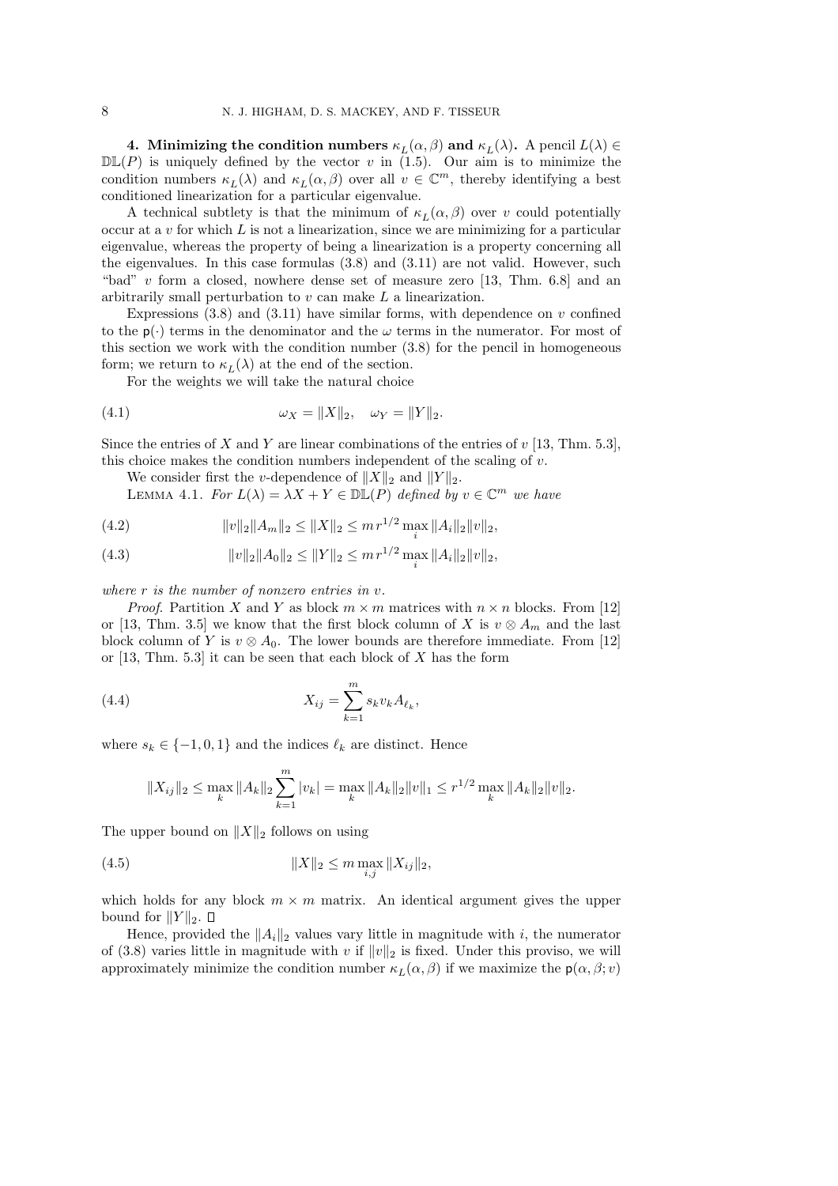**4. Minimizing the condition numbers $\kappa_L(\alpha,\beta)$ and $\kappa_L(\lambda)$.** A pencil $L(\lambda) \in \mathbb{DL}(P)$ is uniquely defined by the vector $v$ in (1.5). Our aim is to minimize the condition numbers $\kappa_L(\lambda)$ and $\kappa_L(\alpha,\beta)$ over all $v \in \mathbb{C}^m$, thereby identifying a best conditioned linearization for a particular eigenvalue.

A technical subtlety is that the minimum of $\kappa_L(\alpha,\beta)$ over $v$ could potentially occur at a $v$ for which $L$ is not a linearization, since we are minimizing for a particular eigenvalue, whereas the property of being a linearization is a property concerning all the eigenvalues. In this case formulas (3.8) and (3.11) are not valid. However, such "bad" $v$ form a closed, nowhere dense set of measure zero [13, Thm. 6.8] and an arbitrarily small perturbation to $v$ can make $L$ a linearization.

Expressions (3.8) and (3.11) have similar forms, with dependence on $v$ confined to the $\mathsf{p}(\cdot)$ terms in the denominator and the $\omega$ terms in the numerator. For most of this section we work with the condition number (3.8) for the pencil in homogeneous form; we return to $\kappa_L(\lambda)$ at the end of the section.

For the weights we will take the natural choice

$$\omega_X = \|X\|_2, \quad \omega_Y = \|Y\|_2. \tag{4.1}$$

Since the entries of $X$ and $Y$ are linear combinations of the entries of $v$ [13, Thm. 5.3], this choice makes the condition numbers independent of the scaling of $v$.

We consider first the $v$-dependence of $\|X\|_2$ and $\|Y\|_2$.

LEMMA 4.1. *For $L(\lambda) = \lambda X + Y \in \mathbb{DL}(P)$ defined by $v \in \mathbb{C}^m$ we have*

$$\|v\|_2\|A_m\|_2 \le \|X\|_2 \le m\, r^{1/2} \max_i \|A_i\|_2 \|v\|_2, \tag{4.2}$$

$$\|v\|_2\|A_0\|_2 \le \|Y\|_2 \le m\, r^{1/2} \max_i \|A_i\|_2 \|v\|_2, \tag{4.3}$$

*where $r$ is the number of nonzero entries in $v$.*

*Proof*. Partition $X$ and $Y$ as block $m \times m$ matrices with $n \times n$ blocks. From [12] or [13, Thm. 3.5] we know that the first block column of $X$ is $v \otimes A_m$ and the last block column of $Y$ is $v \otimes A_0$. The lower bounds are therefore immediate. From [12] or [13, Thm. 5.3] it can be seen that each block of $X$ has the form

$$X_{ij} = \sum_{k=1}^{m} s_k v_k A_{\ell_k}, \tag{4.4}$$

where $s_k \in \{-1, 0, 1\}$ and the indices $\ell_k$ are distinct. Hence

$$\|X_{ij}\|_2 \le \max_k \|A_k\|_2 \sum_{k=1}^{m} |v_k| = \max_k \|A_k\|_2 \|v\|_1 \le r^{1/2} \max_k \|A_k\|_2 \|v\|_2.$$

The upper bound on $\|X\|_2$ follows on using

$$\|X\|_2 \le m \max_{i,j} \|X_{ij}\|_2, \tag{4.5}$$

which holds for any block $m \times m$ matrix. An identical argument gives the upper bound for $\|Y\|_2$. $\square$

Hence, provided the $\|A_i\|_2$ values vary little in magnitude with $i$, the numerator of (3.8) varies little in magnitude with $v$ if $\|v\|_2$ is fixed. Under this proviso, we will approximately minimize the condition number $\kappa_L(\alpha,\beta)$ if we maximize the $\mathsf{p}(\alpha,\beta;v)$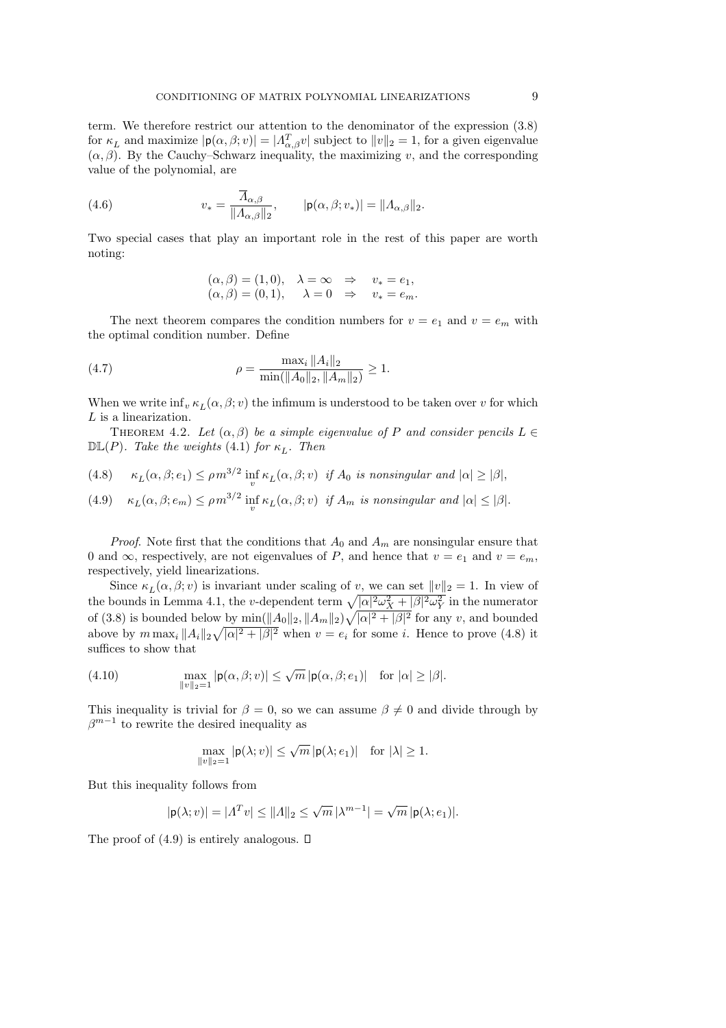term. We therefore restrict our attention to the denominator of the expression (3.8) for $\kappa_L$ and maximize $|\mathsf{p}(\alpha,\beta;v)| = |\Lambda_{\alpha,\beta}^T v|$ subject to $\|v\|_2 = 1$, for a given eigenvalue $(\alpha,\beta)$. By the Cauchy–Schwarz inequality, the maximizing $v$, and the corresponding value of the polynomial, are

$$v_* = \frac{\overline{\Lambda}_{\alpha,\beta}}{\|\Lambda_{\alpha,\beta}\|_2}, \qquad |\mathsf{p}(\alpha,\beta;v_*)| = \|\Lambda_{\alpha,\beta}\|_2. \tag{4.6}$$

Two special cases that play an important role in the rest of this paper are worth noting:

$$\begin{aligned}
(\alpha,\beta) &= (1,0), \quad \lambda = \infty \quad \Rightarrow \quad v_* = e_1, \\
(\alpha,\beta) &= (0,1), \quad \lambda = 0 \quad \Rightarrow \quad v_* = e_m.
\end{aligned}$$

The next theorem compares the condition numbers for $v = e_1$ and $v = e_m$ with the optimal condition number. Define

$$\rho = \frac{\max_i \|A_i\|_2}{\min(\|A_0\|_2, \|A_m\|_2)} \geq 1. \tag{4.7}$$

When we write $\inf_v \kappa_L(\alpha,\beta;v)$ the infimum is understood to be taken over $v$ for which $L$ is a linearization.

THEOREM 4.2. *Let $(\alpha,\beta)$ be a simple eigenvalue of $P$ and consider pencils $L \in \mathbb{DL}(P)$. Take the weights* (4.1) *for $\kappa_L$. Then*

$$\kappa_L(\alpha,\beta;e_1) \leq \rho m^{3/2} \inf_v \kappa_L(\alpha,\beta;v) \quad \textit{if } A_0 \textit{ is nonsingular and } |\alpha| \geq |\beta|, \tag{4.8}$$

$$\kappa_L(\alpha,\beta;e_m) \leq \rho m^{3/2} \inf_v \kappa_L(\alpha,\beta;v) \quad \textit{if } A_m \textit{ is nonsingular and } |\alpha| \leq |\beta|. \tag{4.9}$$

*Proof.* Note first that the conditions that $A_0$ and $A_m$ are nonsingular ensure that 0 and $\infty$, respectively, are not eigenvalues of $P$, and hence that $v = e_1$ and $v = e_m$, respectively, yield linearizations.

Since $\kappa_L(\alpha,\beta;v)$ is invariant under scaling of $v$, we can set $\|v\|_2 = 1$. In view of the bounds in Lemma 4.1, the $v$-dependent term $\sqrt{|\alpha|^2\omega_X^2 + |\beta|^2\omega_Y^2}$ in the numerator of (3.8) is bounded below by $\min(\|A_0\|_2, \|A_m\|_2)\sqrt{|\alpha|^2 + |\beta|^2}$ for any $v$, and bounded above by $m \max_i \|A_i\|_2 \sqrt{|\alpha|^2 + |\beta|^2}$ when $v = e_i$ for some $i$. Hence to prove (4.8) it suffices to show that

$$\max_{\|v\|_2=1} |\mathsf{p}(\alpha,\beta;v)| \leq \sqrt{m}\, |\mathsf{p}(\alpha,\beta;e_1)| \quad \text{for } |\alpha| \geq |\beta|. \tag{4.10}$$

This inequality is trivial for $\beta = 0$, so we can assume $\beta \neq 0$ and divide through by $\beta^{m-1}$ to rewrite the desired inequality as

$$\max_{\|v\|_2=1} |\mathsf{p}(\lambda;v)| \leq \sqrt{m}\, |\mathsf{p}(\lambda;e_1)| \quad \text{for } |\lambda| \geq 1.$$

But this inequality follows from

$$|\mathsf{p}(\lambda;v)| = |\Lambda^T v| \leq \|\Lambda\|_2 \leq \sqrt{m}\, |\lambda^{m-1}| = \sqrt{m}\, |\mathsf{p}(\lambda;e_1)|.$$

The proof of (4.9) is entirely analogous. $\square$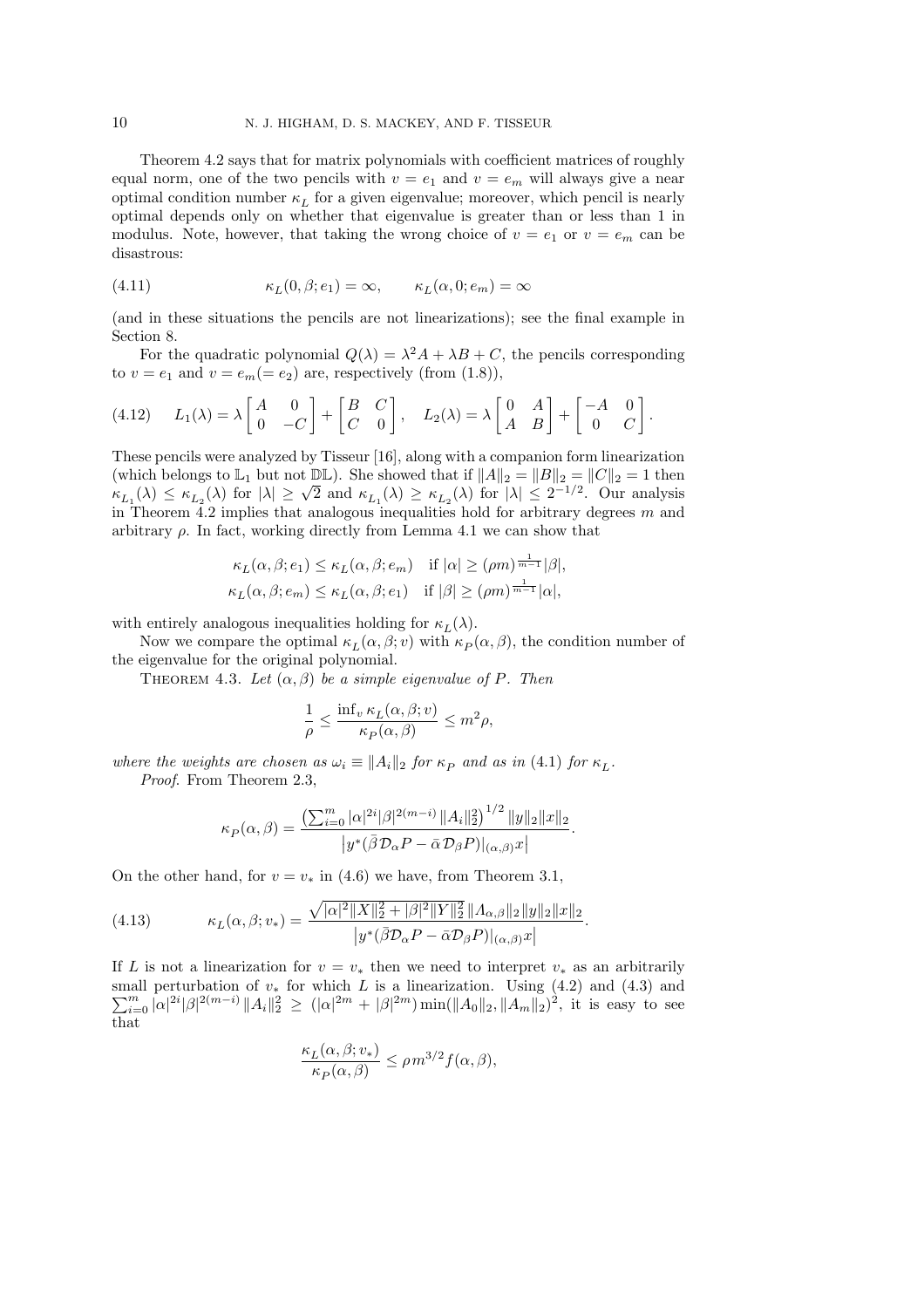Theorem 4.2 says that for matrix polynomials with coefficient matrices of roughly equal norm, one of the two pencils with $v = e_1$ and $v = e_m$ will always give a near optimal condition number $\kappa_L$ for a given eigenvalue; moreover, which pencil is nearly optimal depends only on whether that eigenvalue is greater than or less than 1 in modulus. Note, however, that taking the wrong choice of $v = e_1$ or $v = e_m$ can be disastrous:

$$\kappa_L(0, \beta; e_1) = \infty, \qquad \kappa_L(\alpha, 0; e_m) = \infty \tag{4.11}$$

(and in these situations the pencils are not linearizations); see the final example in Section 8.

For the quadratic polynomial $Q(\lambda) = \lambda^2 A + \lambda B + C$, the pencils corresponding to $v = e_1$ and $v = e_m (= e_2)$ are, respectively (from (1.8)),

$$L_1(\lambda) = \lambda \begin{bmatrix} A & 0 \\ 0 & -C \end{bmatrix} + \begin{bmatrix} B & C \\ C & 0 \end{bmatrix}, \quad L_2(\lambda) = \lambda \begin{bmatrix} 0 & A \\ A & B \end{bmatrix} + \begin{bmatrix} -A & 0 \\ 0 & C \end{bmatrix}. \tag{4.12}$$

These pencils were analyzed by Tisseur [16], along with a companion form linearization (which belongs to $\mathbb{L}_1$ but not $\mathbb{DL}$). She showed that if $\|A\|_2 = \|B\|_2 = \|C\|_2 = 1$ then $\kappa_{L_1}(\lambda) \le \kappa_{L_2}(\lambda)$ for $|\lambda| \ge \sqrt{2}$ and $\kappa_{L_1}(\lambda) \ge \kappa_{L_2}(\lambda)$ for $|\lambda| \le 2^{-1/2}$. Our analysis in Theorem 4.2 implies that analogous inequalities hold for arbitrary degrees $m$ and arbitrary $\rho$. In fact, working directly from Lemma 4.1 we can show that

$$\kappa_L(\alpha, \beta; e_1) \le \kappa_L(\alpha, \beta; e_m) \quad \text{if } |\alpha| \ge (\rho m)^{\frac{1}{m-1}} |\beta|,$$
$$\kappa_L(\alpha, \beta; e_m) \le \kappa_L(\alpha, \beta; e_1) \quad \text{if } |\beta| \ge (\rho m)^{\frac{1}{m-1}} |\alpha|,$$

with entirely analogous inequalities holding for $\kappa_L(\lambda)$.

Now we compare the optimal $\kappa_L(\alpha, \beta; v)$ with $\kappa_P(\alpha, \beta)$, the condition number of the eigenvalue for the original polynomial.

Theorem 4.3. *Let $(\alpha, \beta)$ be a simple eigenvalue of $P$. Then*

$$\frac{1}{\rho} \le \frac{\inf_v \kappa_L(\alpha, \beta; v)}{\kappa_P(\alpha, \beta)} \le m^2 \rho,$$

*where the weights are chosen as $\omega_i \equiv \|A_i\|_2$ for $\kappa_P$ and as in (4.1) for $\kappa_L$.*

*Proof*. From Theorem 2.3,

$$\kappa_P(\alpha, \beta) = \frac{\left(\sum_{i=0}^m |\alpha|^{2i} |\beta|^{2(m-i)} \|A_i\|_2^2\right)^{1/2} \|y\|_2 \|x\|_2}{\left|y^*(\bar{\beta} \mathcal{D}_\alpha P - \bar{\alpha} \mathcal{D}_\beta P)|_{(\alpha,\beta)} x\right|}.$$

On the other hand, for $v = v_*$ in (4.6) we have, from Theorem 3.1,

$$\kappa_L(\alpha, \beta; v_*) = \frac{\sqrt{|\alpha|^2 \|X\|_2^2 + |\beta|^2 \|Y\|_2^2}\, \|\Lambda_{\alpha,\beta}\|_2 \|y\|_2 \|x\|_2}{\left|y^*(\bar{\beta} \mathcal{D}_\alpha P - \bar{\alpha} \mathcal{D}_\beta P)|_{(\alpha,\beta)} x\right|}. \tag{4.13}$$

If $L$ is not a linearization for $v = v_*$ then we need to interpret $v_*$ as an arbitrarily small perturbation of $v_*$ for which $L$ is a linearization. Using (4.2) and (4.3) and $\sum_{i=0}^m |\alpha|^{2i} |\beta|^{2(m-i)} \|A_i\|_2^2 \ge (|\alpha|^{2m} + |\beta|^{2m}) \min(\|A_0\|_2, \|A_m\|_2)^2$, it is easy to see that

$$\frac{\kappa_L(\alpha, \beta; v_*)}{\kappa_P(\alpha, \beta)} \le \rho m^{3/2} f(\alpha, \beta),$$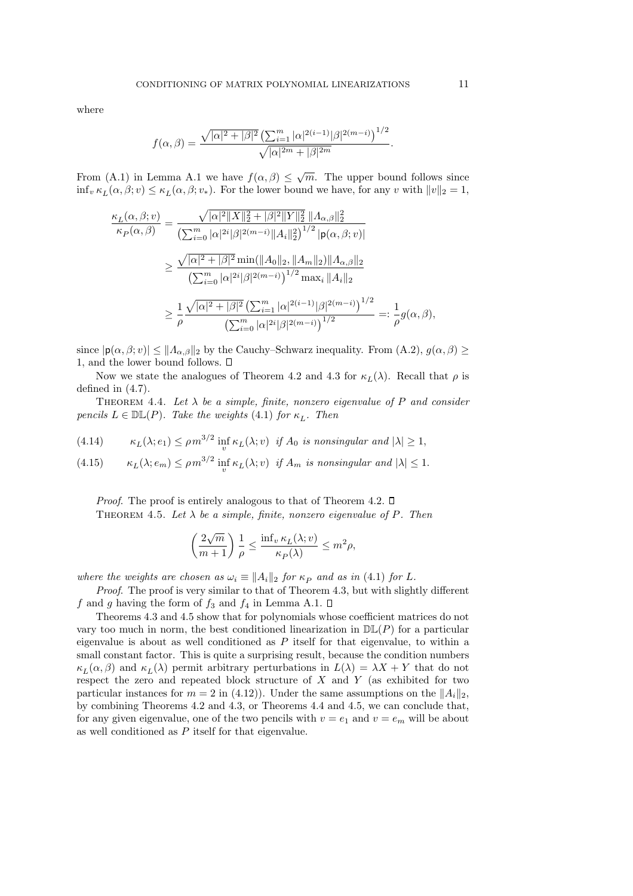where

$$f(\alpha,\beta) = \frac{\sqrt{|\alpha|^2+|\beta|^2}\left(\sum_{i=1}^m |\alpha|^{2(i-1)}|\beta|^{2(m-i)}\right)^{1/2}}{\sqrt{|\alpha|^{2m}+|\beta|^{2m}}}.$$

From (A.1) in Lemma A.1 we have $f(\alpha,\beta) \le \sqrt{m}$. The upper bound follows since $\inf_v \kappa_L(\alpha,\beta;v) \le \kappa_L(\alpha,\beta;v_*)$. For the lower bound we have, for any $v$ with $\|v\|_2 = 1$,

$$\begin{aligned}
\frac{\kappa_L(\alpha,\beta;v)}{\kappa_P(\alpha,\beta)} &= \frac{\sqrt{|\alpha|^2\|X\|_2^2+|\beta|^2\|Y\|_2^2}\;\|\Lambda_{\alpha,\beta}\|_2^2}{\left(\sum_{i=0}^m |\alpha|^{2i}|\beta|^{2(m-i)}\|A_i\|_2^2\right)^{1/2}|\mathsf{p}(\alpha,\beta;v)|} \\
&\ge \frac{\sqrt{|\alpha|^2+|\beta|^2}\min(\|A_0\|_2,\|A_m\|_2)\|\Lambda_{\alpha,\beta}\|_2}{\left(\sum_{i=0}^m |\alpha|^{2i}|\beta|^{2(m-i)}\right)^{1/2}\max_i \|A_i\|_2} \\
&\ge \frac{1}{\rho}\frac{\sqrt{|\alpha|^2+|\beta|^2}\left(\sum_{i=1}^m |\alpha|^{2(i-1)}|\beta|^{2(m-i)}\right)^{1/2}}{\left(\sum_{i=0}^m |\alpha|^{2i}|\beta|^{2(m-i)}\right)^{1/2}} =: \frac{1}{\rho}g(\alpha,\beta),
\end{aligned}$$

since $|\mathsf{p}(\alpha,\beta;v)| \le \|\Lambda_{\alpha,\beta}\|_2$ by the Cauchy–Schwarz inequality. From (A.2), $g(\alpha,\beta) \ge 1$, and the lower bound follows. □

Now we state the analogues of Theorem 4.2 and 4.3 for $\kappa_L(\lambda)$. Recall that $\rho$ is defined in (4.7).

Theorem 4.4. *Let $\lambda$ be a simple, finite, nonzero eigenvalue of $P$ and consider pencils $L \in \mathbb{DL}(P)$. Take the weights (4.1) for $\kappa_L$. Then*

$$\kappa_L(\lambda;e_1) \le \rho m^{3/2}\inf_v \kappa_L(\lambda;v) \;\; \textit{if } A_0 \textit{ is nonsingular and } |\lambda| \ge 1, \tag{4.14}$$

$$\kappa_L(\lambda;e_m) \le \rho m^{3/2}\inf_v \kappa_L(\lambda;v) \;\; \textit{if } A_m \textit{ is nonsingular and } |\lambda| \le 1. \tag{4.15}$$

*Proof*. The proof is entirely analogous to that of Theorem 4.2. □

Theorem 4.5. *Let $\lambda$ be a simple, finite, nonzero eigenvalue of $P$. Then*

$$\left(\frac{2\sqrt{m}}{m+1}\right)\frac{1}{\rho} \le \frac{\inf_v \kappa_L(\lambda;v)}{\kappa_P(\lambda)} \le m^2\rho,$$

*where the weights are chosen as $\omega_i \equiv \|A_i\|_2$ for $\kappa_P$ and as in (4.1) for $L$.*

*Proof*. The proof is very similar to that of Theorem 4.3, but with slightly different $f$ and $g$ having the form of $f_3$ and $f_4$ in Lemma A.1. □

Theorems 4.3 and 4.5 show that for polynomials whose coefficient matrices do not vary too much in norm, the best conditioned linearization in $\mathbb{DL}(P)$ for a particular eigenvalue is about as well conditioned as $P$ itself for that eigenvalue, to within a small constant factor. This is quite a surprising result, because the condition numbers $\kappa_L(\alpha,\beta)$ and $\kappa_L(\lambda)$ permit arbitrary perturbations in $L(\lambda) = \lambda X + Y$ that do not respect the zero and repeated block structure of $X$ and $Y$ (as exhibited for two particular instances for $m = 2$ in (4.12)). Under the same assumptions on the $\|A_i\|_2$, by combining Theorems 4.2 and 4.3, or Theorems 4.4 and 4.5, we can conclude that, for any given eigenvalue, one of the two pencils with $v = e_1$ and $v = e_m$ will be about as well conditioned as $P$ itself for that eigenvalue.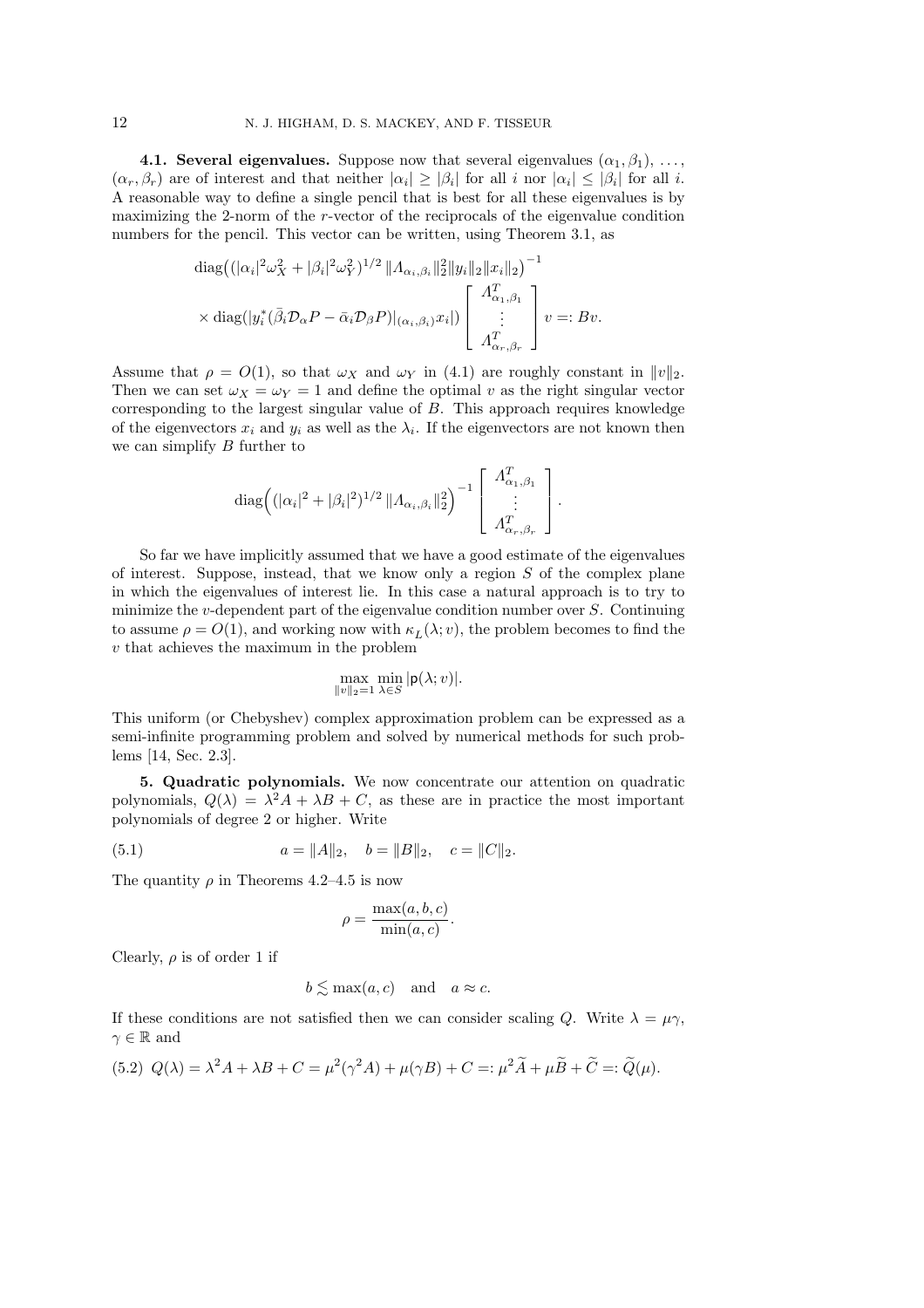**4.1. Several eigenvalues.** Suppose now that several eigenvalues $(\alpha_1, \beta_1), \ldots, (\alpha_r, \beta_r)$ are of interest and that neither $|\alpha_i| \geq |\beta_i|$ for all $i$ nor $|\alpha_i| \leq |\beta_i|$ for all $i$. A reasonable way to define a single pencil that is best for all these eigenvalues is by maximizing the 2-norm of the $r$-vector of the reciprocals of the eigenvalue condition numbers for the pencil. This vector can be written, using Theorem 3.1, as

$$
\begin{aligned}
&\mathrm{diag}\big((|\alpha_i|^2\omega_X^2 + |\beta_i|^2\omega_Y^2)^{1/2}\,\|\Lambda_{\alpha_i,\beta_i}\|_2^2\|y_i\|_2\|x_i\|_2\big)^{-1} \\
&\quad\times \mathrm{diag}(|y_i^*(\bar{\beta}_i\mathcal{D}_\alpha P - \bar{\alpha}_i\mathcal{D}_\beta P)|_{(\alpha_i,\beta_i)}x_i|) \begin{bmatrix} \Lambda_{\alpha_1,\beta_1}^T \\ \vdots \\ \Lambda_{\alpha_r,\beta_r}^T \end{bmatrix} v =: Bv.
\end{aligned}
$$

Assume that $\rho = O(1)$, so that $\omega_X$ and $\omega_Y$ in (4.1) are roughly constant in $\|v\|_2$. Then we can set $\omega_X = \omega_Y = 1$ and define the optimal $v$ as the right singular vector corresponding to the largest singular value of $B$. This approach requires knowledge of the eigenvectors $x_i$ and $y_i$ as well as the $\lambda_i$. If the eigenvectors are not known then we can simplify $B$ further to

$$
\mathrm{diag}\Big((|\alpha_i|^2 + |\beta_i|^2)^{1/2}\,\|\Lambda_{\alpha_i,\beta_i}\|_2^2\Big)^{-1} \begin{bmatrix} \Lambda_{\alpha_1,\beta_1}^T \\ \vdots \\ \Lambda_{\alpha_r,\beta_r}^T \end{bmatrix}.
$$

So far we have implicitly assumed that we have a good estimate of the eigenvalues of interest. Suppose, instead, that we know only a region $S$ of the complex plane in which the eigenvalues of interest lie. In this case a natural approach is to try to minimize the $v$-dependent part of the eigenvalue condition number over $S$. Continuing to assume $\rho = O(1)$, and working now with $\kappa_L(\lambda; v)$, the problem becomes to find the $v$ that achieves the maximum in the problem

$$
\max_{\|v\|_2=1} \min_{\lambda\in S} |\mathsf{p}(\lambda; v)|.
$$

This uniform (or Chebyshev) complex approximation problem can be expressed as a semi-infinite programming problem and solved by numerical methods for such problems [14, Sec. 2.3].

**5. Quadratic polynomials.** We now concentrate our attention on quadratic polynomials, $Q(\lambda) = \lambda^2 A + \lambda B + C$, as these are in practice the most important polynomials of degree 2 or higher. Write

$$
a = \|A\|_2, \quad b = \|B\|_2, \quad c = \|C\|_2. \tag{5.1}
$$

The quantity $\rho$ in Theorems 4.2–4.5 is now

$$
\rho = \frac{\max(a,b,c)}{\min(a,c)}.
$$

Clearly, $\rho$ is of order 1 if

$$
b \lesssim \max(a,c) \quad \text{and} \quad a \approx c.
$$

If these conditions are not satisfied then we can consider scaling $Q$. Write $\lambda = \mu\gamma$, $\gamma \in \mathbb{R}$ and

$$
Q(\lambda) = \lambda^2 A + \lambda B + C = \mu^2(\gamma^2 A) + \mu(\gamma B) + C =: \mu^2\widetilde{A} + \mu\widetilde{B} + \widetilde{C} =: \widetilde{Q}(\mu). \tag{5.2}
$$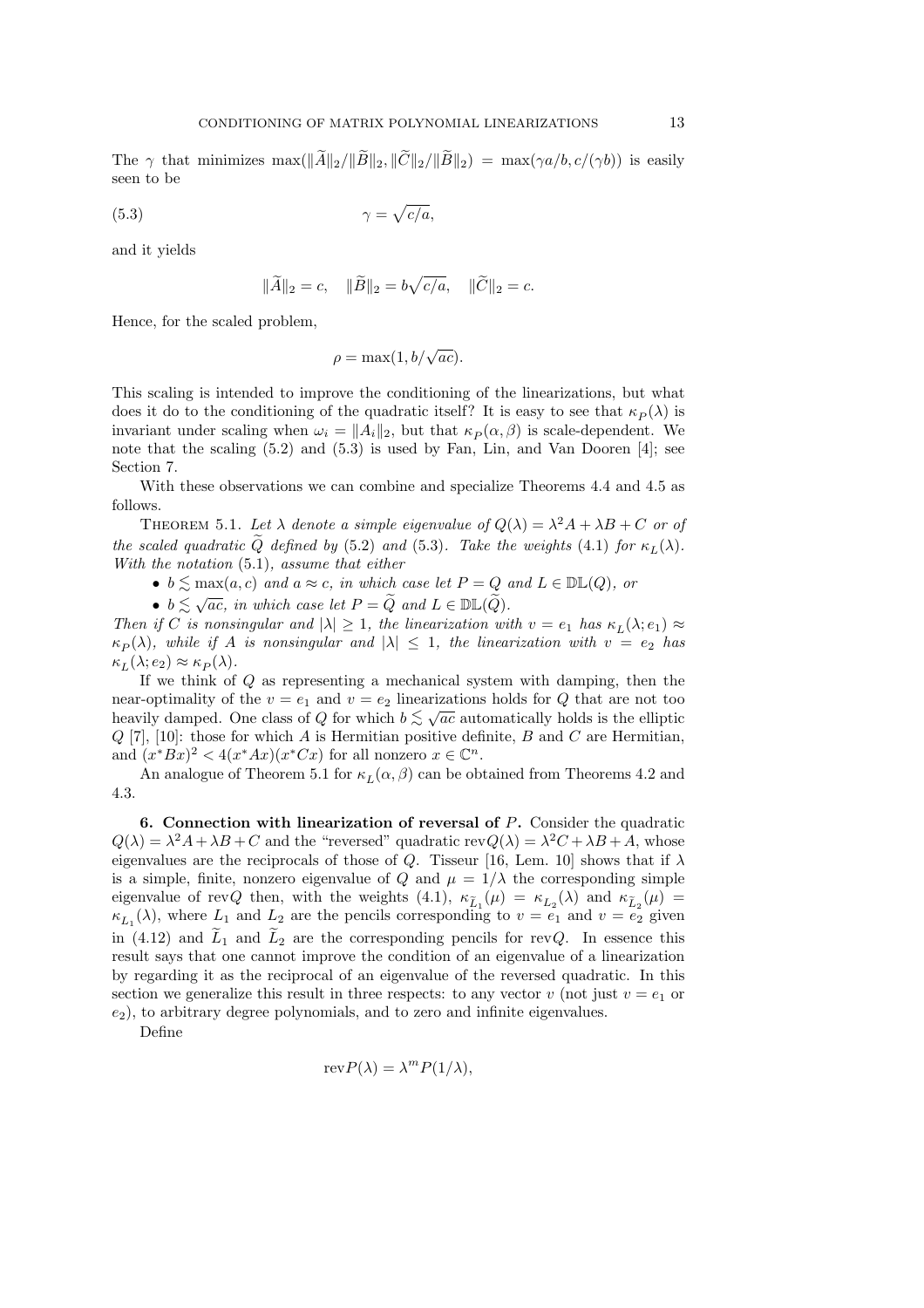The $\gamma$ that minimizes $\max(\|\widetilde{A}\|_2/\|\widetilde{B}\|_2, \|\widetilde{C}\|_2/\|\widetilde{B}\|_2) = \max(\gamma a/b, c/(\gamma b))$ is easily seen to be

$$\gamma = \sqrt{c/a}, \tag{5.3}$$

and it yields

$$\|\widetilde{A}\|_2 = c, \quad \|\widetilde{B}\|_2 = b\sqrt{c/a}, \quad \|\widetilde{C}\|_2 = c.$$

Hence, for the scaled problem,

$$\rho = \max(1, b/\sqrt{ac}).$$

This scaling is intended to improve the conditioning of the linearizations, but what does it do to the conditioning of the quadratic itself? It is easy to see that $\kappa_P(\lambda)$ is invariant under scaling when $\omega_i = \|A_i\|_2$, but that $\kappa_P(\alpha, \beta)$ is scale-dependent. We note that the scaling (5.2) and (5.3) is used by Fan, Lin, and Van Dooren [4]; see Section 7.

With these observations we can combine and specialize Theorems 4.4 and 4.5 as follows.

Theorem 5.1. *Let $\lambda$ denote a simple eigenvalue of $Q(\lambda) = \lambda^2 A + \lambda B + C$ or of the scaled quadratic $\widetilde{Q}$ defined by* (5.2) *and* (5.3)*. Take the weights* (4.1) *for $\kappa_L(\lambda)$. With the notation* (5.1)*, assume that either*

- *$b \lesssim \max(a, c)$ and $a \approx c$, in which case let $P = Q$ and $L \in \mathbb{DL}(Q)$, or*
- *$b \lesssim \sqrt{ac}$, in which case let $P = \widetilde{Q}$ and $L \in \mathbb{DL}(\widetilde{Q})$.*

*Then if $C$ is nonsingular and $|\lambda| \geq 1$, the linearization with $v = e_1$ has $\kappa_L(\lambda; e_1) \approx \kappa_P(\lambda)$, while if $A$ is nonsingular and $|\lambda| \leq 1$, the linearization with $v = e_2$ has $\kappa_L(\lambda; e_2) \approx \kappa_P(\lambda)$.*

If we think of $Q$ as representing a mechanical system with damping, then the near-optimality of the $v = e_1$ and $v = e_2$ linearizations holds for $Q$ that are not too heavily damped. One class of $Q$ for which $b \lesssim \sqrt{ac}$ automatically holds is the elliptic $Q$ [7], [10]: those for which $A$ is Hermitian positive definite, $B$ and $C$ are Hermitian, and $(x^*Bx)^2 < 4(x^*Ax)(x^*Cx)$ for all nonzero $x \in \mathbb{C}^n$.

An analogue of Theorem 5.1 for $\kappa_L(\alpha, \beta)$ can be obtained from Theorems 4.2 and 4.3.

## 6. Connection with linearization of reversal of $P$.

Consider the quadratic $Q(\lambda) = \lambda^2 A + \lambda B + C$ and the "reversed" quadratic $\mathrm{rev}Q(\lambda) = \lambda^2 C + \lambda B + A$, whose eigenvalues are the reciprocals of those of $Q$. Tisseur [16, Lem. 10] shows that if $\lambda$ is a simple, finite, nonzero eigenvalue of $Q$ and $\mu = 1/\lambda$ the corresponding simple eigenvalue of $\mathrm{rev}Q$ then, with the weights (4.1), $\kappa_{\widetilde{L}_1}(\mu) = \kappa_{L_2}(\lambda)$ and $\kappa_{\widetilde{L}_2}(\mu) = \kappa_{L_1}(\lambda)$, where $L_1$ and $L_2$ are the pencils corresponding to $v = e_1$ and $v = e_2$ given in (4.12) and $\widetilde{L}_1$ and $\widetilde{L}_2$ are the corresponding pencils for $\mathrm{rev}Q$. In essence this result says that one cannot improve the condition of an eigenvalue of a linearization by regarding it as the reciprocal of an eigenvalue of the reversed quadratic. In this section we generalize this result in three respects: to any vector $v$ (not just $v = e_1$ or $e_2$), to arbitrary degree polynomials, and to zero and infinite eigenvalues.

Define

$$\mathrm{rev}P(\lambda) = \lambda^m P(1/\lambda),$$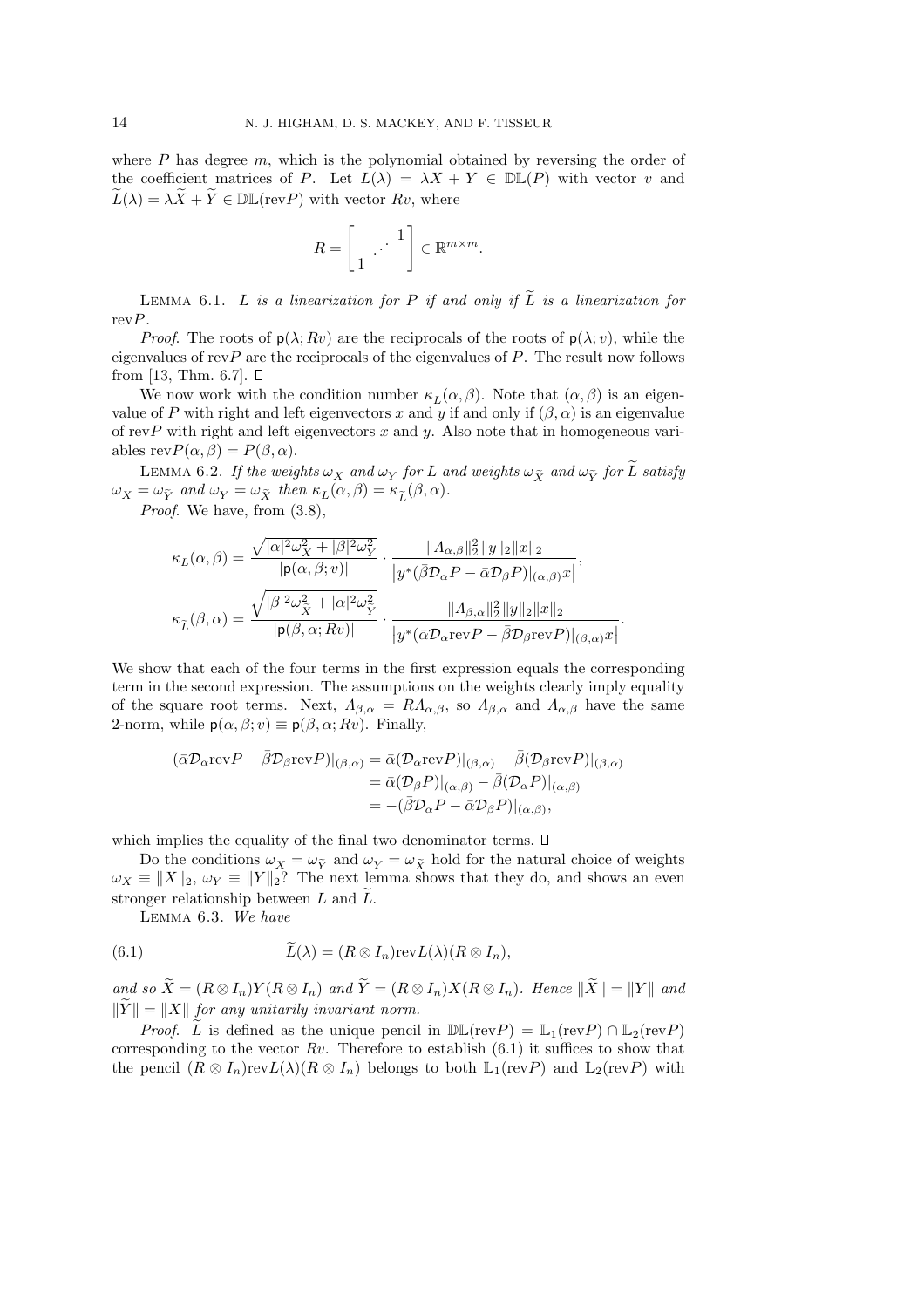where $P$ has degree $m$, which is the polynomial obtained by reversing the order of the coefficient matrices of $P$. Let $L(\lambda) = \lambda X + Y \in \mathbb{DL}(P)$ with vector $v$ and $\widetilde{L}(\lambda) = \lambda\widetilde{X} + \widetilde{Y} \in \mathbb{DL}(\mathrm{rev}P)$ with vector $Rv$, where

$$R = \begin{bmatrix} & & 1 \\ & \cdot^{\cdot^{\cdot}} & \\ 1 & & \end{bmatrix} \in \mathbb{R}^{m\times m}.$$

LEMMA 6.1. *$L$ is a linearization for $P$ if and only if $\widetilde{L}$ is a linearization for* $\mathrm{rev}P$.

*Proof*. The roots of $\mathsf{p}(\lambda; Rv)$ are the reciprocals of the roots of $\mathsf{p}(\lambda; v)$, while the eigenvalues of $\mathrm{rev}P$ are the reciprocals of the eigenvalues of $P$. The result now follows from [13, Thm. 6.7]. □

We now work with the condition number $\kappa_L(\alpha,\beta)$. Note that $(\alpha,\beta)$ is an eigenvalue of $P$ with right and left eigenvectors $x$ and $y$ if and only if $(\beta,\alpha)$ is an eigenvalue of $\mathrm{rev}P$ with right and left eigenvectors $x$ and $y$. Also note that in homogeneous variables $\mathrm{rev}P(\alpha,\beta) = P(\beta,\alpha)$.

LEMMA 6.2. *If the weights $\omega_X$ and $\omega_Y$ for $L$ and weights $\omega_{\widetilde{X}}$ and $\omega_{\widetilde{Y}}$ for $\widetilde{L}$ satisfy $\omega_X = \omega_{\widetilde{Y}}$ and $\omega_Y = \omega_{\widetilde{X}}$ then $\kappa_L(\alpha,\beta) = \kappa_{\widetilde{L}}(\beta,\alpha)$.*

*Proof*. We have, from (3.8),

$$\kappa_L(\alpha,\beta) = \frac{\sqrt{|\alpha|^2\omega_X^2 + |\beta|^2\omega_Y^2}}{|\mathsf{p}(\alpha,\beta;v)|}\cdot\frac{\|\Lambda_{\alpha,\beta}\|_2^2\,\|y\|_2\|x\|_2}{\left|y^*(\bar\beta\mathcal{D}_\alpha P - \bar\alpha\mathcal{D}_\beta P)|_{(\alpha,\beta)}x\right|},$$

$$\kappa_{\widetilde{L}}(\beta,\alpha) = \frac{\sqrt{|\beta|^2\omega_{\widetilde{X}}^2 + |\alpha|^2\omega_{\widetilde{Y}}^2}}{|\mathsf{p}(\beta,\alpha;Rv)|}\cdot\frac{\|\Lambda_{\beta,\alpha}\|_2^2\,\|y\|_2\|x\|_2}{\left|y^*(\bar\alpha\mathcal{D}_\alpha \mathrm{rev}P - \bar\beta\mathcal{D}_\beta \mathrm{rev}P)|_{(\beta,\alpha)}x\right|}.$$

We show that each of the four terms in the first expression equals the corresponding term in the second expression. The assumptions on the weights clearly imply equality of the square root terms. Next, $\Lambda_{\beta,\alpha} = R\Lambda_{\alpha,\beta}$, so $\Lambda_{\beta,\alpha}$ and $\Lambda_{\alpha,\beta}$ have the same 2-norm, while $\mathsf{p}(\alpha,\beta;v) \equiv \mathsf{p}(\beta,\alpha;Rv)$. Finally,

$$\begin{aligned}(\bar\alpha\mathcal{D}_\alpha\mathrm{rev}P - \bar\beta\mathcal{D}_\beta\mathrm{rev}P)|_{(\beta,\alpha)} &= \bar\alpha(\mathcal{D}_\alpha\mathrm{rev}P)|_{(\beta,\alpha)} - \bar\beta(\mathcal{D}_\beta\mathrm{rev}P)|_{(\beta,\alpha)}\\ &= \bar\alpha(\mathcal{D}_\beta P)|_{(\alpha,\beta)} - \bar\beta(\mathcal{D}_\alpha P)|_{(\alpha,\beta)}\\ &= -(\bar\beta\mathcal{D}_\alpha P - \bar\alpha\mathcal{D}_\beta P)|_{(\alpha,\beta)},\end{aligned}$$

which implies the equality of the final two denominator terms. □

Do the conditions $\omega_X = \omega_{\widetilde{Y}}$ and $\omega_Y = \omega_{\widetilde{X}}$ hold for the natural choice of weights $\omega_X \equiv \|X\|_2$, $\omega_Y \equiv \|Y\|_2$? The next lemma shows that they do, and shows an even stronger relationship between $L$ and $\widetilde{L}$.

LEMMA 6.3. *We have*

$$\widetilde{L}(\lambda) = (R\otimes I_n)\mathrm{rev}L(\lambda)(R\otimes I_n), \tag{6.1}$$

*and so $\widetilde{X} = (R\otimes I_n)Y(R\otimes I_n)$ and $\widetilde{Y} = (R\otimes I_n)X(R\otimes I_n)$. Hence $\|\widetilde{X}\| = \|Y\|$ and $\|\widetilde{Y}\| = \|X\|$ for any unitarily invariant norm.*

*Proof*. $\widetilde{L}$ is defined as the unique pencil in $\mathbb{DL}(\mathrm{rev}P) = \mathbb{L}_1(\mathrm{rev}P)\cap\mathbb{L}_2(\mathrm{rev}P)$ corresponding to the vector $Rv$. Therefore to establish (6.1) it suffices to show that the pencil $(R\otimes I_n)\mathrm{rev}L(\lambda)(R\otimes I_n)$ belongs to both $\mathbb{L}_1(\mathrm{rev}P)$ and $\mathbb{L}_2(\mathrm{rev}P)$ with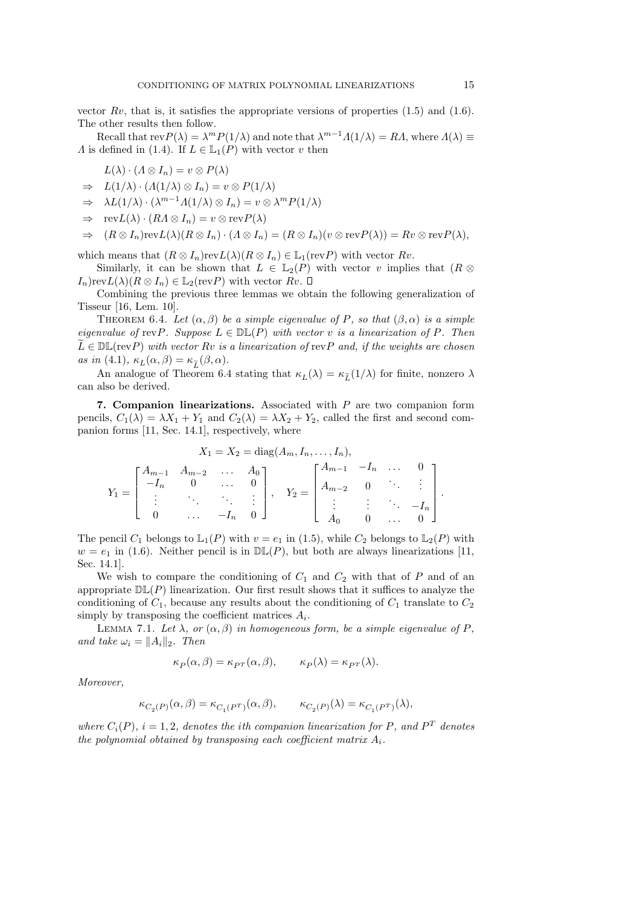vector $Rv$, that is, it satisfies the appropriate versions of properties (1.5) and (1.6). The other results then follow.

Recall that $\mathrm{rev}P(\lambda) = \lambda^m P(1/\lambda)$ and note that $\lambda^{m-1}\Lambda(1/\lambda) = R\Lambda$, where $\Lambda(\lambda) \equiv \Lambda$ is defined in (1.4). If $L \in \mathbb{L}_1(P)$ with vector $v$ then

$$
\begin{aligned}
& L(\lambda)\cdot(\Lambda \otimes I_n) = v \otimes P(\lambda) \\
\Rightarrow\quad & L(1/\lambda)\cdot(\Lambda(1/\lambda) \otimes I_n) = v \otimes P(1/\lambda) \\
\Rightarrow\quad & \lambda L(1/\lambda)\cdot(\lambda^{m-1}\Lambda(1/\lambda) \otimes I_n) = v \otimes \lambda^m P(1/\lambda) \\
\Rightarrow\quad & \mathrm{rev}L(\lambda)\cdot(R\Lambda \otimes I_n) = v \otimes \mathrm{rev}P(\lambda) \\
\Rightarrow\quad & (R \otimes I_n)\mathrm{rev}L(\lambda)(R \otimes I_n)\cdot(\Lambda \otimes I_n) = (R \otimes I_n)(v \otimes \mathrm{rev}P(\lambda)) = Rv \otimes \mathrm{rev}P(\lambda),
\end{aligned}
$$

which means that $(R \otimes I_n)\mathrm{rev}L(\lambda)(R \otimes I_n) \in \mathbb{L}_1(\mathrm{rev}P)$ with vector $Rv$.

Similarly, it can be shown that $L \in \mathbb{L}_2(P)$ with vector $v$ implies that $(R \otimes I_n)\mathrm{rev}L(\lambda)(R \otimes I_n) \in \mathbb{L}_2(\mathrm{rev}P)$ with vector $Rv$. □

Combining the previous three lemmas we obtain the following generalization of Tisseur [16, Lem. 10].

**Theorem 6.4.** *Let $(\alpha, \beta)$ be a simple eigenvalue of $P$, so that $(\beta, \alpha)$ is a simple eigenvalue of $\mathrm{rev}P$. Suppose $L \in \mathbb{DL}(P)$ with vector $v$ is a linearization of $P$. Then $\widetilde{L} \in \mathbb{DL}(\mathrm{rev}P)$ with vector $Rv$ is a linearization of $\mathrm{rev}P$ and, if the weights are chosen as in (4.1), $\kappa_L(\alpha, \beta) = \kappa_{\widetilde{L}}(\beta, \alpha)$.*

An analogue of Theorem 6.4 stating that $\kappa_L(\lambda) = \kappa_{\widetilde{L}}(1/\lambda)$ for finite, nonzero $\lambda$ can also be derived.

## 7. Companion linearizations.

Associated with $P$ are two companion form pencils, $C_1(\lambda) = \lambda X_1 + Y_1$ and $C_2(\lambda) = \lambda X_2 + Y_2$, called the first and second companion forms [11, Sec. 14.1], respectively, where

$$
X_1 = X_2 = \mathrm{diag}(A_m, I_n, \ldots, I_n),
$$

$$
Y_1 = \begin{bmatrix} A_{m-1} & A_{m-2} & \ldots & A_0 \\ -I_n & 0 & \ldots & 0 \\ \vdots & \ddots & \ddots & \vdots \\ 0 & \ldots & -I_n & 0 \end{bmatrix}, \quad Y_2 = \begin{bmatrix} A_{m-1} & -I_n & \ldots & 0 \\ A_{m-2} & 0 & \ddots & \vdots \\ \vdots & \vdots & \ddots & -I_n \\ A_0 & 0 & \ldots & 0 \end{bmatrix}.
$$

The pencil $C_1$ belongs to $\mathbb{L}_1(P)$ with $v = e_1$ in (1.5), while $C_2$ belongs to $\mathbb{L}_2(P)$ with $w = e_1$ in (1.6). Neither pencil is in $\mathbb{DL}(P)$, but both are always linearizations [11, Sec. 14.1].

We wish to compare the conditioning of $C_1$ and $C_2$ with that of $P$ and of an appropriate $\mathbb{DL}(P)$ linearization. Our first result shows that it suffices to analyze the conditioning of $C_1$, because any results about the conditioning of $C_1$ translate to $C_2$ simply by transposing the coefficient matrices $A_i$.

**Lemma 7.1.** *Let $\lambda$, or $(\alpha, \beta)$ in homogeneous form, be a simple eigenvalue of $P$, and take $\omega_i = \|A_i\|_2$. Then*

$$
\kappa_P(\alpha, \beta) = \kappa_{P^T}(\alpha, \beta), \qquad \kappa_P(\lambda) = \kappa_{P^T}(\lambda).
$$

*Moreover,*

$$
\kappa_{C_2(P)}(\alpha, \beta) = \kappa_{C_1(P^T)}(\alpha, \beta), \qquad \kappa_{C_2(P)}(\lambda) = \kappa_{C_1(P^T)}(\lambda),
$$

*where $C_i(P)$, $i = 1, 2$, denotes the $i$th companion linearization for $P$, and $P^T$ denotes the polynomial obtained by transposing each coefficient matrix $A_i$.*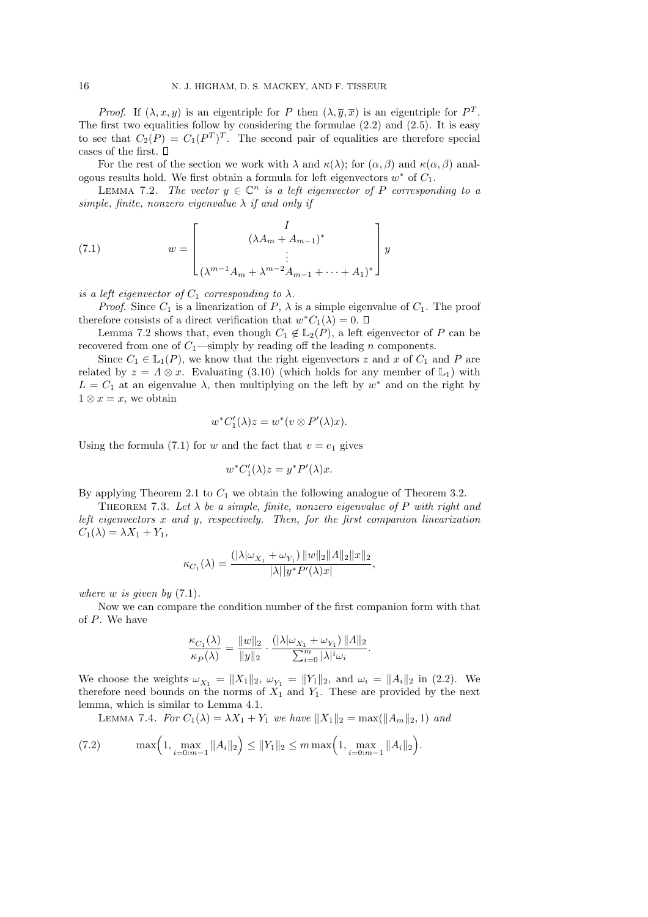*Proof*. If $(\lambda, x, y)$ is an eigentriple for $P$ then $(\lambda, \overline{y}, \overline{x})$ is an eigentriple for $P^T$. The first two equalities follow by considering the formulae (2.2) and (2.5). It is easy to see that $C_2(P) = C_1(P^T)^T$. The second pair of equalities are therefore special cases of the first. $\square$

For the rest of the section we work with $\lambda$ and $\kappa(\lambda)$; for $(\alpha, \beta)$ and $\kappa(\alpha, \beta)$ analogous results hold. We first obtain a formula for left eigenvectors $w^*$ of $C_1$.

Lemma 7.2. *The vector $y \in \mathbb{C}^n$ is a left eigenvector of $P$ corresponding to a simple, finite, nonzero eigenvalue $\lambda$ if and only if*

$$w = \begin{bmatrix} I \\ (\lambda A_m + A_{m-1})^* \\ \vdots \\ (\lambda^{m-1} A_m + \lambda^{m-2} A_{m-1} + \cdots + A_1)^* \end{bmatrix} y \tag{7.1}$$

*is a left eigenvector of $C_1$ corresponding to $\lambda$.*

*Proof*. Since $C_1$ is a linearization of $P$, $\lambda$ is a simple eigenvalue of $C_1$. The proof therefore consists of a direct verification that $w^* C_1(\lambda) = 0$. $\square$

Lemma 7.2 shows that, even though $C_1 \notin \mathbb{L}_2(P)$, a left eigenvector of $P$ can be recovered from one of $C_1$—simply by reading off the leading $n$ components.

Since $C_1 \in \mathbb{L}_1(P)$, we know that the right eigenvectors $z$ and $x$ of $C_1$ and $P$ are related by $z = \Lambda \otimes x$. Evaluating (3.10) (which holds for any member of $\mathbb{L}_1$) with $L = C_1$ at an eigenvalue $\lambda$, then multiplying on the left by $w^*$ and on the right by $1 \otimes x = x$, we obtain

$$w^* C_1'(\lambda) z = w^*(v \otimes P'(\lambda) x).$$

Using the formula (7.1) for $w$ and the fact that $v = e_1$ gives

$$w^* C_1'(\lambda) z = y^* P'(\lambda) x.$$

By applying Theorem 2.1 to $C_1$ we obtain the following analogue of Theorem 3.2.

Theorem 7.3. *Let $\lambda$ be a simple, finite, nonzero eigenvalue of $P$ with right and left eigenvectors $x$ and $y$, respectively. Then, for the first companion linearization $C_1(\lambda) = \lambda X_1 + Y_1$,*

$$\kappa_{C_1}(\lambda) = \frac{(|\lambda| \omega_{X_1} + \omega_{Y_1}) \, \|w\|_2 \|\Lambda\|_2 \|x\|_2}{|\lambda| \, |y^* P'(\lambda) x|},$$

*where $w$ is given by* (7.1).

Now we can compare the condition number of the first companion form with that of $P$. We have

$$\frac{\kappa_{C_1}(\lambda)}{\kappa_P(\lambda)} = \frac{\|w\|_2}{\|y\|_2} \cdot \frac{(|\lambda| \omega_{X_1} + \omega_{Y_1}) \, \|\Lambda\|_2}{\sum_{i=0}^m |\lambda|^i \omega_i}.$$

We choose the weights $\omega_{X_1} = \|X_1\|_2$, $\omega_{Y_1} = \|Y_1\|_2$, and $\omega_i = \|A_i\|_2$ in (2.2). We therefore need bounds on the norms of $X_1$ and $Y_1$. These are provided by the next lemma, which is similar to Lemma 4.1.

Lemma 7.4. *For $C_1(\lambda) = \lambda X_1 + Y_1$ we have $\|X_1\|_2 = \max(\|A_m\|_2, 1)$ and*

$$\max\Big(1, \max_{i=0:m-1} \|A_i\|_2\Big) \le \|Y_1\|_2 \le m \max\Big(1, \max_{i=0:m-1} \|A_i\|_2\Big). \tag{7.2}$$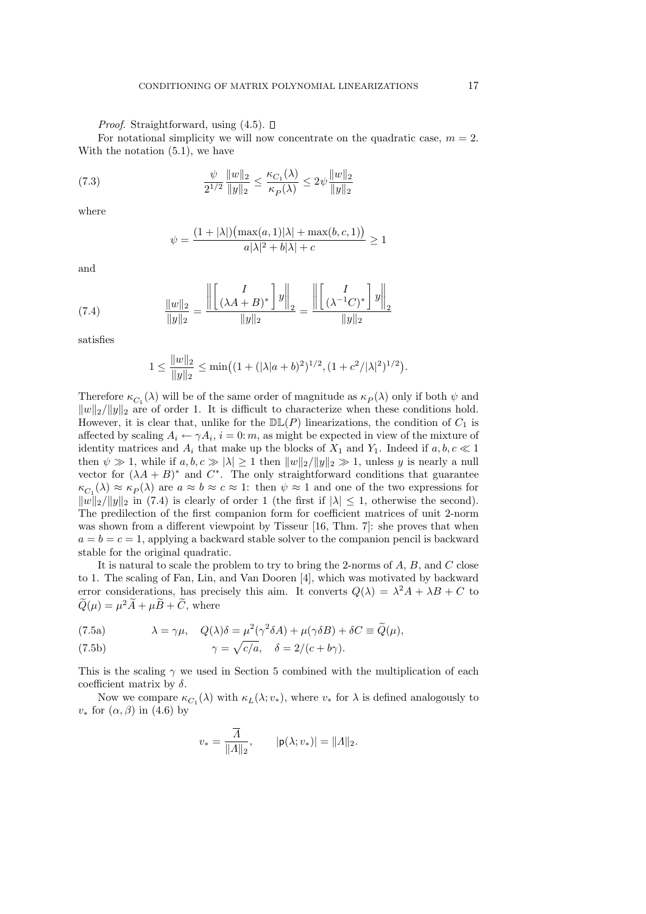*Proof*. Straightforward, using (4.5). □

For notational simplicity we will now concentrate on the quadratic case, $m = 2$. With the notation (5.1), we have

$$\frac{\psi}{2^{1/2}} \frac{\|w\|_2}{\|y\|_2} \le \frac{\kappa_{C_1}(\lambda)}{\kappa_P(\lambda)} \le 2\psi \frac{\|w\|_2}{\|y\|_2} \tag{7.3}$$

where

$$\psi = \frac{(1+|\lambda|)\big(\max(a,1)|\lambda| + \max(b,c,1)\big)}{a|\lambda|^2 + b|\lambda| + c} \ge 1$$

and

$$\frac{\|w\|_2}{\|y\|_2} = \frac{\left\| \begin{bmatrix} I \\ (\lambda A + B)^* \end{bmatrix} y \right\|_2}{\|y\|_2} = \frac{\left\| \begin{bmatrix} I \\ (\lambda^{-1} C)^* \end{bmatrix} y \right\|_2}{\|y\|_2} \tag{7.4}$$

satisfies

$$1 \le \frac{\|w\|_2}{\|y\|_2} \le \min\big( (1 + (|\lambda| a + b)^2)^{1/2}, (1 + c^2/|\lambda|^2)^{1/2} \big).$$

Therefore $\kappa_{C_1}(\lambda)$ will be of the same order of magnitude as $\kappa_P(\lambda)$ only if both $\psi$ and $\|w\|_2/\|y\|_2$ are of order 1. It is difficult to characterize when these conditions hold. However, it is clear that, unlike for the $\mathbb{DL}(P)$ linearizations, the condition of $C_1$ is affected by scaling $A_i \leftarrow \gamma A_i$, $i = 0\colon m$, as might be expected in view of the mixture of identity matrices and $A_i$ that make up the blocks of $X_1$ and $Y_1$. Indeed if $a, b, c \ll 1$ then $\psi \gg 1$, while if $a, b, c \gg |\lambda| \ge 1$ then $\|w\|_2/\|y\|_2 \gg 1$, unless $y$ is nearly a null vector for $(\lambda A + B)^*$ and $C^*$. The only straightforward conditions that guarantee $\kappa_{C_1}(\lambda) \approx \kappa_P(\lambda)$ are $a \approx b \approx c \approx 1$: then $\psi \approx 1$ and one of the two expressions for $\|w\|_2/\|y\|_2$ in (7.4) is clearly of order 1 (the first if $|\lambda| \le 1$, otherwise the second). The predilection of the first companion form for coefficient matrices of unit 2-norm was shown from a different viewpoint by Tisseur [16, Thm. 7]: she proves that when $a = b = c = 1$, applying a backward stable solver to the companion pencil is backward stable for the original quadratic.

It is natural to scale the problem to try to bring the 2-norms of $A$, $B$, and $C$ close to 1. The scaling of Fan, Lin, and Van Dooren [4], which was motivated by backward error considerations, has precisely this aim. It converts $Q(\lambda) = \lambda^2 A + \lambda B + C$ to $\widetilde{Q}(\mu) = \mu^2 \widetilde{A} + \mu \widetilde{B} + \widetilde{C}$, where

$$\lambda = \gamma\mu, \quad Q(\lambda)\delta = \mu^2(\gamma^2 \delta A) + \mu(\gamma \delta B) + \delta C \equiv \widetilde{Q}(\mu), \tag{7.5a}$$

$$\gamma = \sqrt{c/a}, \quad \delta = 2/(c + b\gamma). \tag{7.5b}$$

This is the scaling $\gamma$ we used in Section 5 combined with the multiplication of each coefficient matrix by $\delta$.

Now we compare $\kappa_{C_1}(\lambda)$ with $\kappa_L(\lambda; v_*)$, where $v_*$ for $\lambda$ is defined analogously to $v_*$ for $(\alpha, \beta)$ in (4.6) by

$$v_* = \frac{\overline{\Lambda}}{\|\Lambda\|_2}, \qquad |\mathsf{p}(\lambda; v_*)| = \|\Lambda\|_2.$$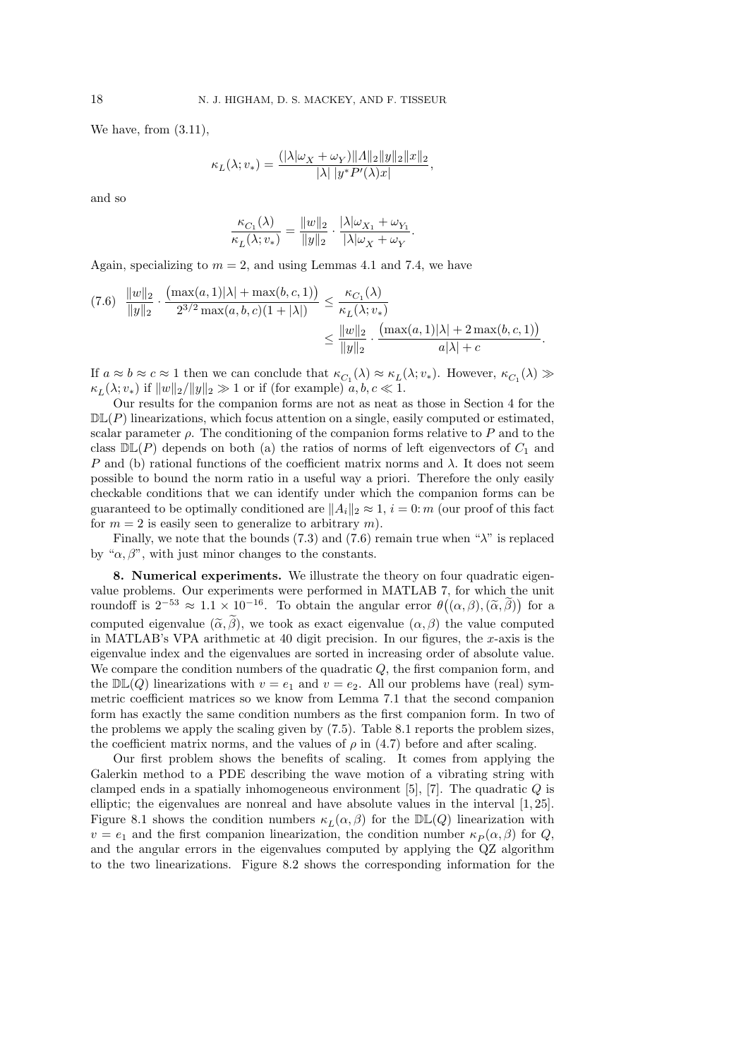We have, from (3.11),

$$\kappa_L(\lambda; v_*) = \frac{(|\lambda|\omega_X + \omega_Y)\|\Lambda\|_2\|y\|_2\|x\|_2}{|\lambda|\ |y^*P'(\lambda)x|},$$

and so

$$\frac{\kappa_{C_1}(\lambda)}{\kappa_L(\lambda; v_*)} = \frac{\|w\|_2}{\|y\|_2} \cdot \frac{|\lambda|\omega_{X_1} + \omega_{Y_1}}{|\lambda|\omega_X + \omega_Y}.$$

Again, specializing to $m = 2$, and using Lemmas 4.1 and 7.4, we have

$$\text{(7.6)}\quad \frac{\|w\|_2}{\|y\|_2} \cdot \frac{\big(\max(a,1)|\lambda| + \max(b,c,1)\big)}{2^{3/2}\max(a,b,c)(1+|\lambda|)} \le \frac{\kappa_{C_1}(\lambda)}{\kappa_L(\lambda; v_*)} \le \frac{\|w\|_2}{\|y\|_2} \cdot \frac{\big(\max(a,1)|\lambda| + 2\max(b,c,1)\big)}{a|\lambda| + c}.$$

If $a \approx b \approx c \approx 1$ then we can conclude that $\kappa_{C_1}(\lambda) \approx \kappa_L(\lambda; v_*)$. However, $\kappa_{C_1}(\lambda) \gg \kappa_L(\lambda; v_*)$ if $\|w\|_2/\|y\|_2 \gg 1$ or if (for example) $a, b, c \ll 1$.

Our results for the companion forms are not as neat as those in Section 4 for the $\mathbb{DL}(P)$ linearizations, which focus attention on a single, easily computed or estimated, scalar parameter $\rho$. The conditioning of the companion forms relative to $P$ and to the class $\mathbb{DL}(P)$ depends on both (a) the ratios of norms of left eigenvectors of $C_1$ and $P$ and (b) rational functions of the coefficient matrix norms and $\lambda$. It does not seem possible to bound the norm ratio in a useful way a priori. Therefore the only easily checkable conditions that we can identify under which the companion forms can be guaranteed to be optimally conditioned are $\|A_i\|_2 \approx 1$, $i = 0\colon m$ (our proof of this fact for $m = 2$ is easily seen to generalize to arbitrary $m$).

Finally, we note that the bounds (7.3) and (7.6) remain true when "$\lambda$" is replaced by "$\alpha, \beta$", with just minor changes to the constants.

## 8. Numerical experiments.

We illustrate the theory on four quadratic eigenvalue problems. Our experiments were performed in MATLAB 7, for which the unit roundoff is $2^{-53} \approx 1.1 \times 10^{-16}$. To obtain the angular error $\theta\big((\alpha,\beta),(\widetilde{\alpha},\widetilde{\beta})\big)$ for a computed eigenvalue $(\widetilde{\alpha},\widetilde{\beta})$, we took as exact eigenvalue $(\alpha,\beta)$ the value computed in MATLAB's VPA arithmetic at 40 digit precision. In our figures, the $x$-axis is the eigenvalue index and the eigenvalues are sorted in increasing order of absolute value. We compare the condition numbers of the quadratic $Q$, the first companion form, and the $\mathbb{DL}(Q)$ linearizations with $v = e_1$ and $v = e_2$. All our problems have (real) symmetric coefficient matrices so we know from Lemma 7.1 that the second companion form has exactly the same condition numbers as the first companion form. In two of the problems we apply the scaling given by (7.5). Table 8.1 reports the problem sizes, the coefficient matrix norms, and the values of $\rho$ in (4.7) before and after scaling.

Our first problem shows the benefits of scaling. It comes from applying the Galerkin method to a PDE describing the wave motion of a vibrating string with clamped ends in a spatially inhomogeneous environment [5], [7]. The quadratic $Q$ is elliptic; the eigenvalues are nonreal and have absolute values in the interval $[1, 25]$. Figure 8.1 shows the condition numbers $\kappa_L(\alpha,\beta)$ for the $\mathbb{DL}(Q)$ linearization with $v = e_1$ and the first companion linearization, the condition number $\kappa_P(\alpha,\beta)$ for $Q$, and the angular errors in the eigenvalues computed by applying the QZ algorithm to the two linearizations. Figure 8.2 shows the corresponding information for the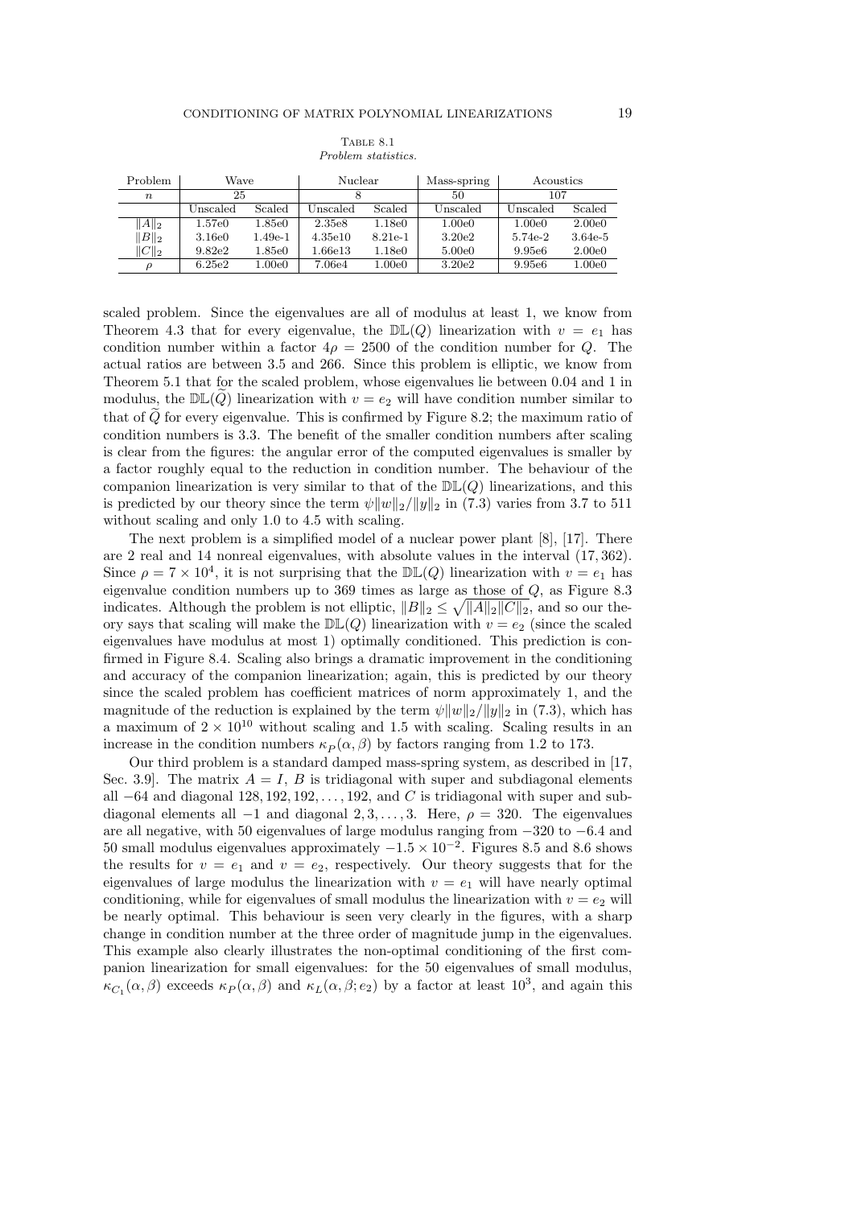Table 8.1
*Problem statistics.*

| Problem | Wave | | Nuclear | | Mass-spring | Acoustics | |
|---|---|---|---|---|---|---|---|
| $n$ | 25 | | 8 | | 50 | 107 | |
| | Unscaled | Scaled | Unscaled | Scaled | Unscaled | Unscaled | Scaled |
| $\|A\|_2$ | 1.57e0 | 1.85e0 | 2.35e8 | 1.18e0 | 1.00e0 | 1.00e0 | 2.00e0 |
| $\|B\|_2$ | 3.16e0 | 1.49e-1 | 4.35e10 | 8.21e-1 | 3.20e2 | 5.74e-2 | 3.64e-5 |
| $\|C\|_2$ | 9.82e2 | 1.85e0 | 1.66e13 | 1.18e0 | 5.00e0 | 9.95e6 | 2.00e0 |
| $\rho$ | 6.25e2 | 1.00e0 | 7.06e4 | 1.00e0 | 3.20e2 | 9.95e6 | 1.00e0 |

scaled problem. Since the eigenvalues are all of modulus at least 1, we know from Theorem 4.3 that for every eigenvalue, the $\mathbb{DL}(Q)$ linearization with $v = e_1$ has condition number within a factor $4\rho = 2500$ of the condition number for $Q$. The actual ratios are between 3.5 and 266. Since this problem is elliptic, we know from Theorem 5.1 that for the scaled problem, whose eigenvalues lie between 0.04 and 1 in modulus, the $\mathbb{DL}(\widetilde{Q})$ linearization with $v = e_2$ will have condition number similar to that of $\widetilde{Q}$ for every eigenvalue. This is confirmed by Figure 8.2; the maximum ratio of condition numbers is 3.3. The benefit of the smaller condition numbers after scaling is clear from the figures: the angular error of the computed eigenvalues is smaller by a factor roughly equal to the reduction in condition number. The behaviour of the companion linearization is very similar to that of the $\mathbb{DL}(Q)$ linearizations, and this is predicted by our theory since the term $\psi\|w\|_2/\|y\|_2$ in (7.3) varies from 3.7 to 511 without scaling and only 1.0 to 4.5 with scaling.

The next problem is a simplified model of a nuclear power plant [8], [17]. There are 2 real and 14 nonreal eigenvalues, with absolute values in the interval $(17, 362)$. Since $\rho = 7 \times 10^4$, it is not surprising that the $\mathbb{DL}(Q)$ linearization with $v = e_1$ has eigenvalue condition numbers up to 369 times as large as those of $Q$, as Figure 8.3 indicates. Although the problem is not elliptic, $\|B\|_2 \le \sqrt{\|A\|_2\|C\|_2}$, and so our theory says that scaling will make the $\mathbb{DL}(Q)$ linearization with $v = e_2$ (since the scaled eigenvalues have modulus at most 1) optimally conditioned. This prediction is confirmed in Figure 8.4. Scaling also brings a dramatic improvement in the conditioning and accuracy of the companion linearization; again, this is predicted by our theory since the scaled problem has coefficient matrices of norm approximately 1, and the magnitude of the reduction is explained by the term $\psi\|w\|_2/\|y\|_2$ in (7.3), which has a maximum of $2 \times 10^{10}$ without scaling and 1.5 with scaling. Scaling results in an increase in the condition numbers $\kappa_P(\alpha, \beta)$ by factors ranging from 1.2 to 173.

Our third problem is a standard damped mass-spring system, as described in [17, Sec. 3.9]. The matrix $A = I$, $B$ is tridiagonal with super and subdiagonal elements all $-64$ and diagonal $128, 192, 192, \dots, 192$, and $C$ is tridiagonal with super and subdiagonal elements all $-1$ and diagonal $2, 3, \dots, 3$. Here, $\rho = 320$. The eigenvalues are all negative, with 50 eigenvalues of large modulus ranging from $-320$ to $-6.4$ and 50 small modulus eigenvalues approximately $-1.5 \times 10^{-2}$. Figures 8.5 and 8.6 shows the results for $v = e_1$ and $v = e_2$, respectively. Our theory suggests that for the eigenvalues of large modulus the linearization with $v = e_1$ will have nearly optimal conditioning, while for eigenvalues of small modulus the linearization with $v = e_2$ will be nearly optimal. This behaviour is seen very clearly in the figures, with a sharp change in condition number at the three order of magnitude jump in the eigenvalues. This example also clearly illustrates the non-optimal conditioning of the first companion linearization for small eigenvalues: for the 50 eigenvalues of small modulus, $\kappa_{C_1}(\alpha, \beta)$ exceeds $\kappa_P(\alpha, \beta)$ and $\kappa_L(\alpha, \beta; e_2)$ by a factor at least $10^3$, and again this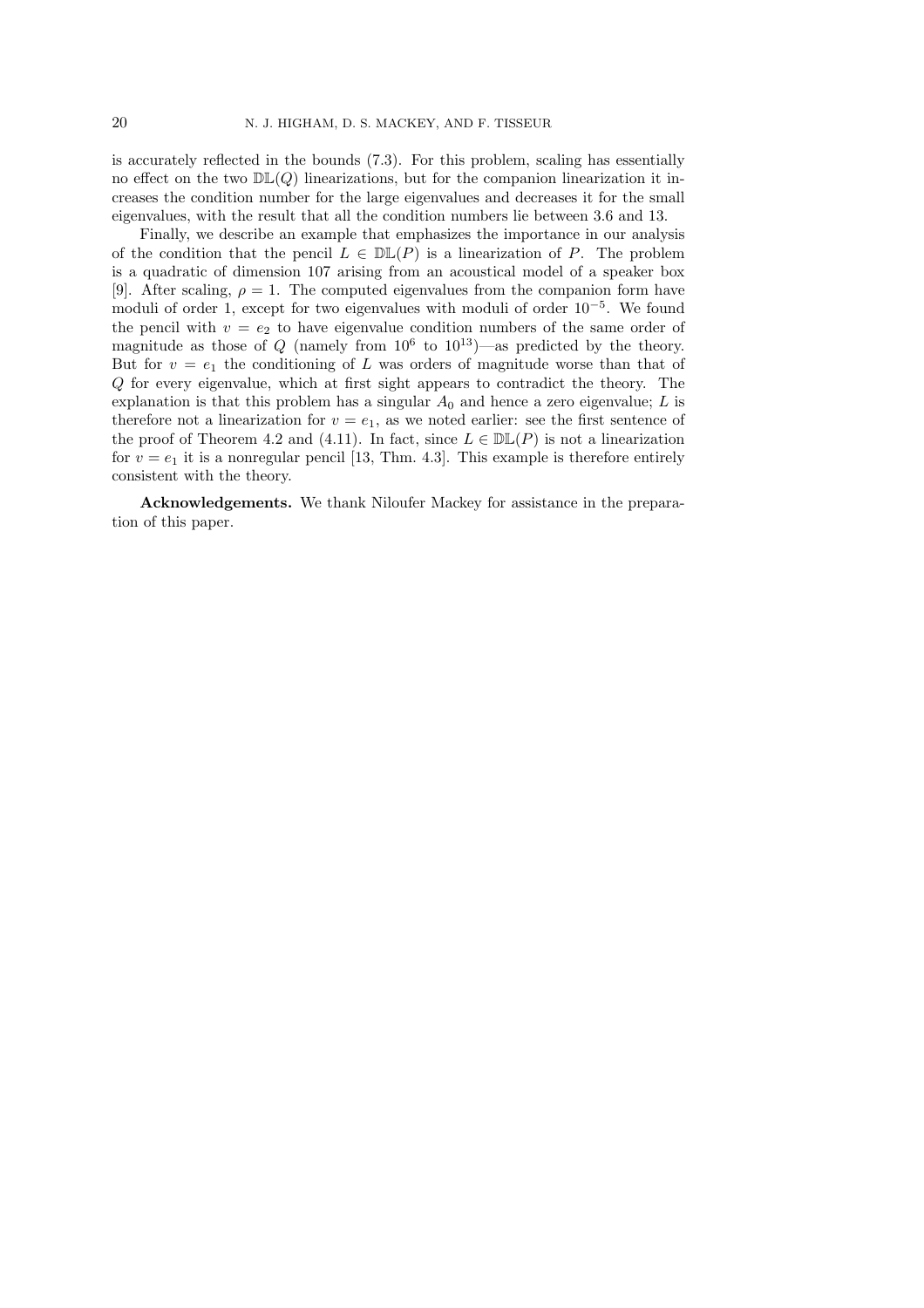is accurately reflected in the bounds (7.3). For this problem, scaling has essentially no effect on the two $\mathbb{DL}(Q)$ linearizations, but for the companion linearization it increases the condition number for the large eigenvalues and decreases it for the small eigenvalues, with the result that all the condition numbers lie between 3.6 and 13.

Finally, we describe an example that emphasizes the importance in our analysis of the condition that the pencil $L \in \mathbb{DL}(P)$ is a linearization of $P$. The problem is a quadratic of dimension 107 arising from an acoustical model of a speaker box [9]. After scaling, $\rho = 1$. The computed eigenvalues from the companion form have moduli of order 1, except for two eigenvalues with moduli of order $10^{-5}$. We found the pencil with $v = e_2$ to have eigenvalue condition numbers of the same order of magnitude as those of $Q$ (namely from $10^6$ to $10^{13}$)—as predicted by the theory. But for $v = e_1$ the conditioning of $L$ was orders of magnitude worse than that of $Q$ for every eigenvalue, which at first sight appears to contradict the theory. The explanation is that this problem has a singular $A_0$ and hence a zero eigenvalue; $L$ is therefore not a linearization for $v = e_1$, as we noted earlier: see the first sentence of the proof of Theorem 4.2 and (4.11). In fact, since $L \in \mathbb{DL}(P)$ is not a linearization for $v = e_1$ it is a nonregular pencil [13, Thm. 4.3]. This example is therefore entirely consistent with the theory.

**Acknowledgements.** We thank Niloufer Mackey for assistance in the preparation of this paper.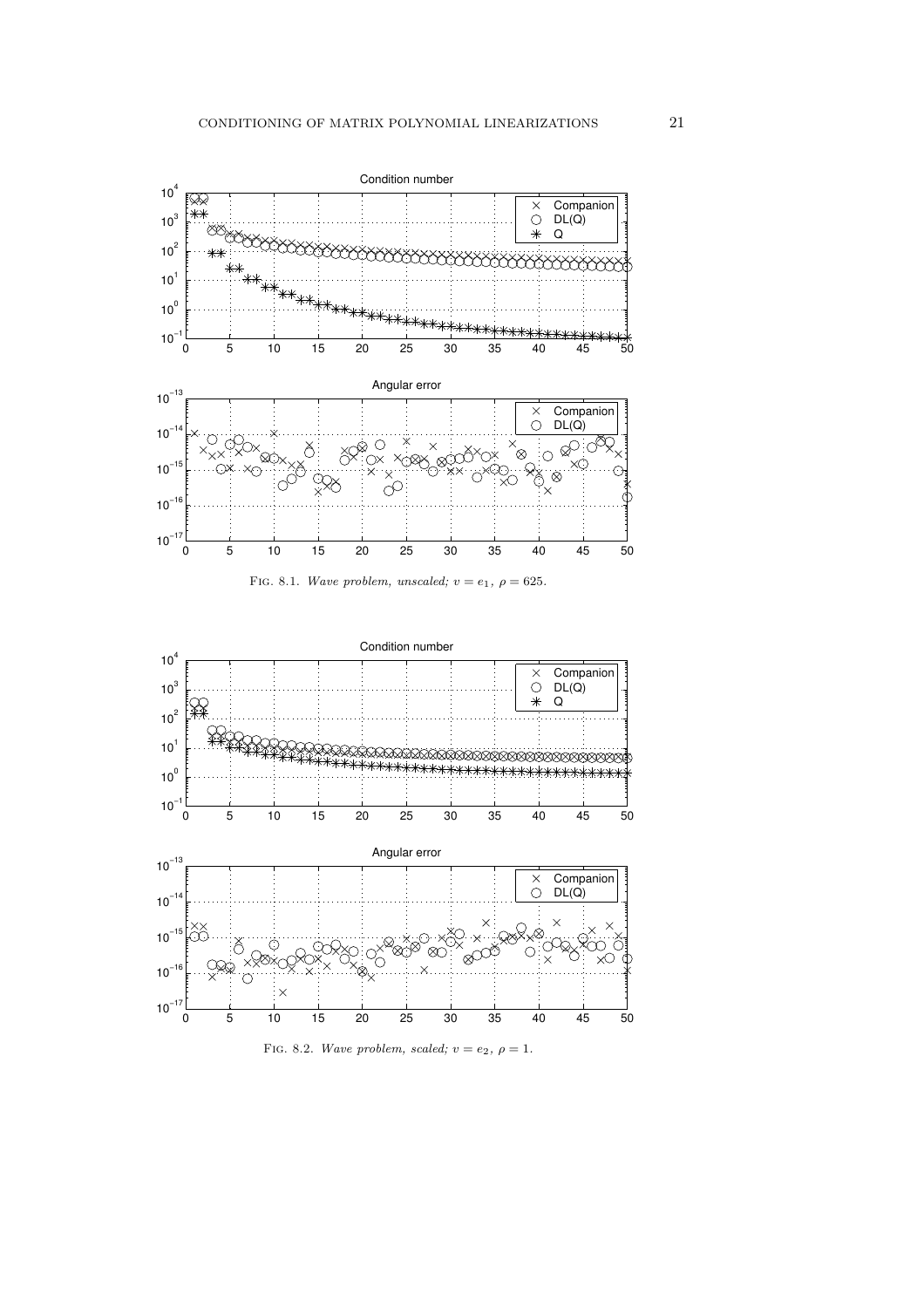FIG. 8.1. *Wave problem, unscaled;* $v = e_1$*,* $\rho = 625$*.*

FIG. 8.2. *Wave problem, scaled;* $v = e_2$*,* $\rho = 1$*.*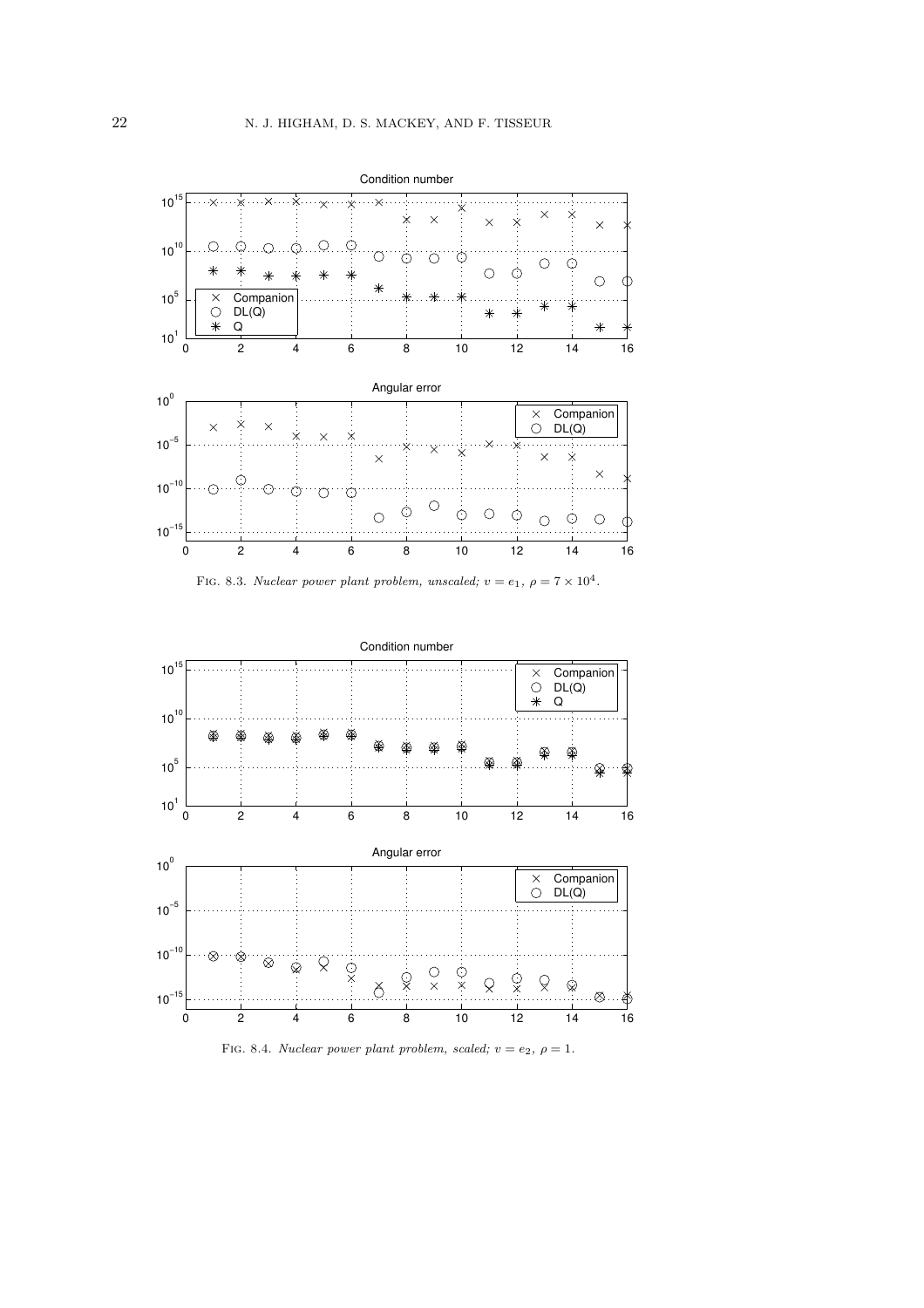Fig. 8.3. *Nuclear power plant problem, unscaled;* $v = e_1$, $\rho = 7 \times 10^4$.

Fig. 8.4. *Nuclear power plant problem, scaled;* $v = e_2$, $\rho = 1$.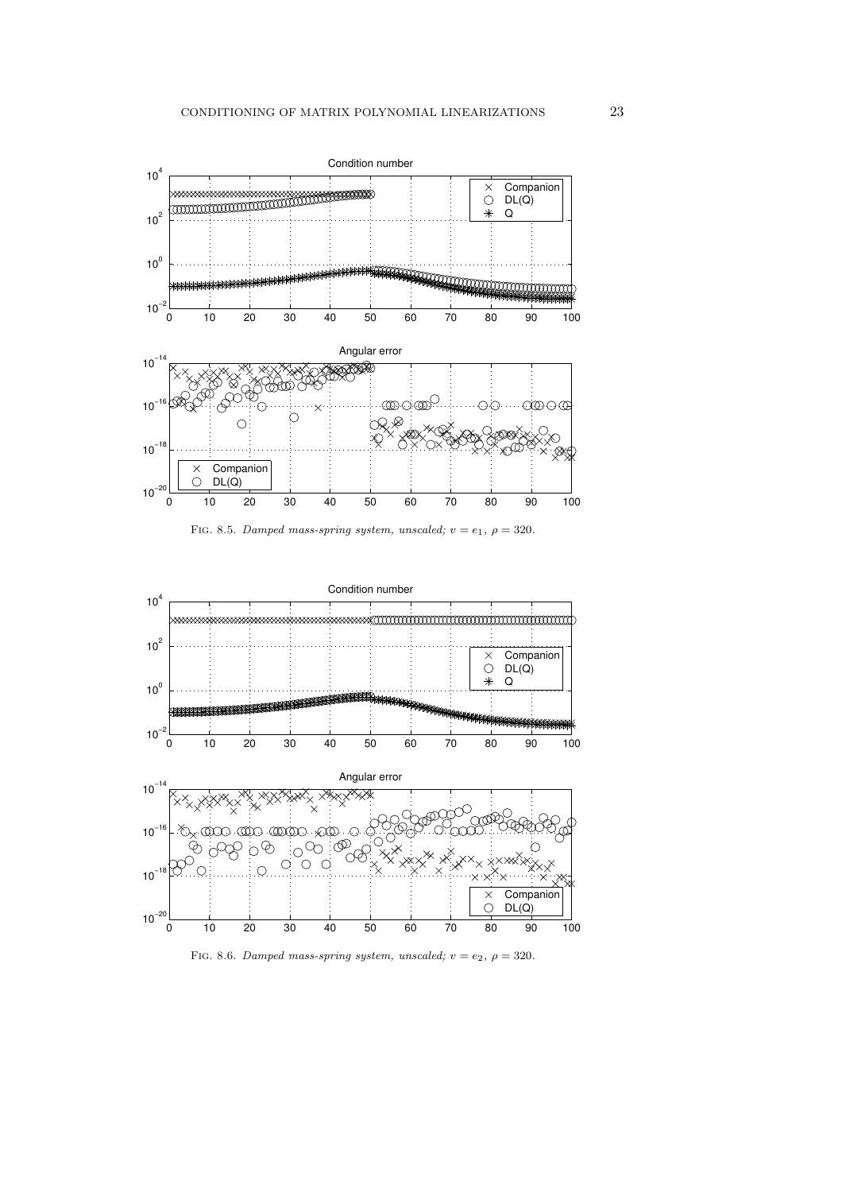FIG. 8.5. *Damped mass-spring system, unscaled;* $v = e_1$, $\rho = 320$.

FIG. 8.6. *Damped mass-spring system, unscaled;* $v = e_2$, $\rho = 320$.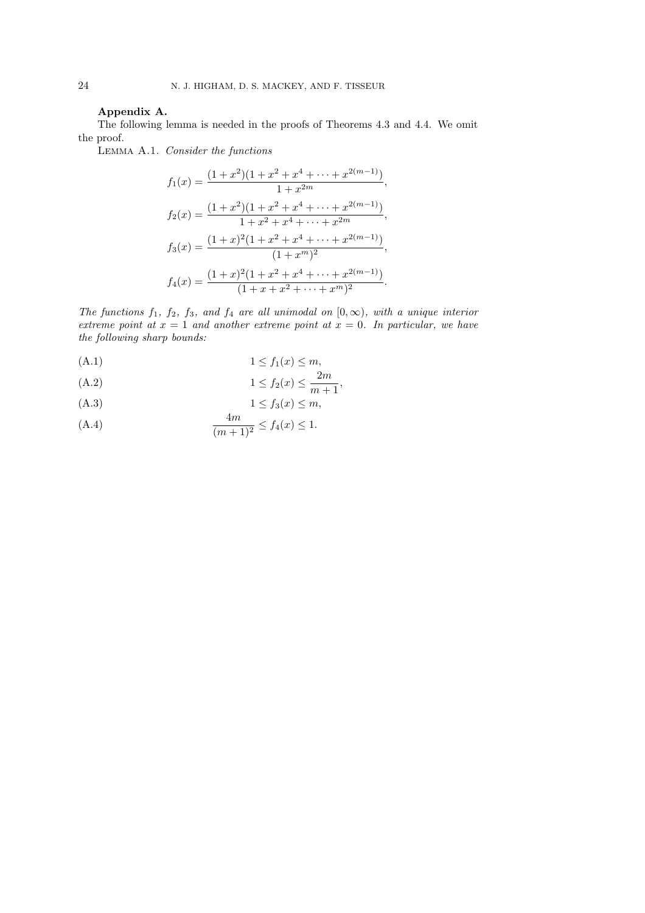## Appendix A.

The following lemma is needed in the proofs of Theorems 4.3 and 4.4. We omit the proof.

Lemma A.1. *Consider the functions*

$$f_1(x) = \frac{(1+x^2)(1+x^2+x^4+\cdots+x^{2(m-1)})}{1+x^{2m}},$$

$$f_2(x) = \frac{(1+x^2)(1+x^2+x^4+\cdots+x^{2(m-1)})}{1+x^2+x^4+\cdots+x^{2m}},$$

$$f_3(x) = \frac{(1+x)^2(1+x^2+x^4+\cdots+x^{2(m-1)})}{(1+x^m)^2},$$

$$f_4(x) = \frac{(1+x)^2(1+x^2+x^4+\cdots+x^{2(m-1)})}{(1+x+x^2+\cdots+x^m)^2}.$$

*The functions $f_1$, $f_2$, $f_3$, and $f_4$ are all unimodal on $[0,\infty)$, with a unique interior extreme point at $x=1$ and another extreme point at $x=0$. In particular, we have the following sharp bounds:*

$$1 \le f_1(x) \le m, \tag{A.1}$$

$$1 \le f_2(x) \le \frac{2m}{m+1}, \tag{A.2}$$

$$1 \le f_3(x) \le m, \tag{A.3}$$

$$\frac{4m}{(m+1)^2} \le f_4(x) \le 1. \tag{A.4}$$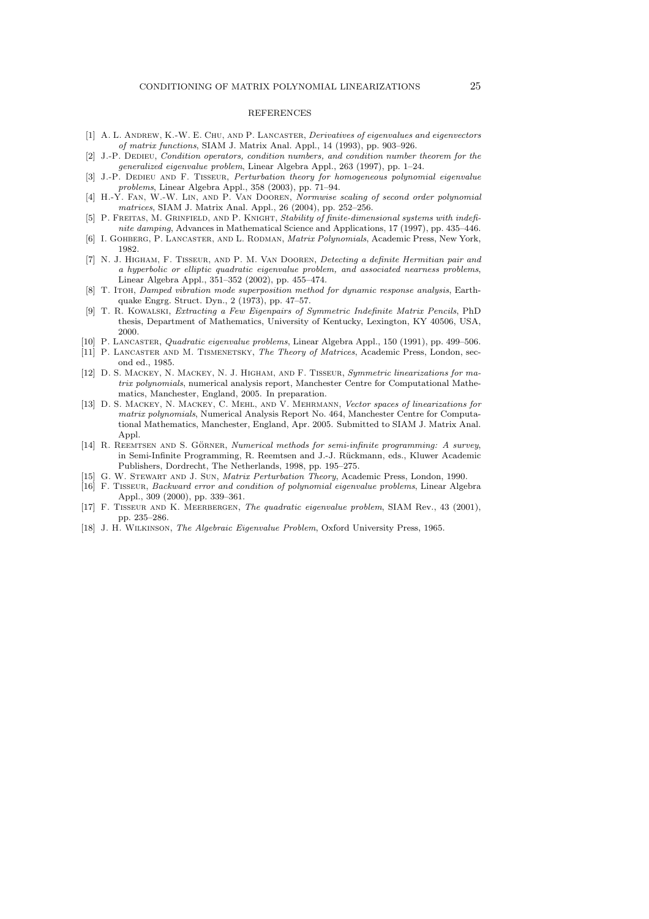## REFERENCES

[1] A. L. Andrew, K.-W. E. Chu, and P. Lancaster, *Derivatives of eigenvalues and eigenvectors of matrix functions*, SIAM J. Matrix Anal. Appl., 14 (1993), pp. 903–926.

[2] J.-P. Dedieu, *Condition operators, condition numbers, and condition number theorem for the generalized eigenvalue problem*, Linear Algebra Appl., 263 (1997), pp. 1–24.

[3] J.-P. Dedieu and F. Tisseur, *Perturbation theory for homogeneous polynomial eigenvalue problems*, Linear Algebra Appl., 358 (2003), pp. 71–94.

[4] H.-Y. Fan, W.-W. Lin, and P. Van Dooren, *Normwise scaling of second order polynomial matrices*, SIAM J. Matrix Anal. Appl., 26 (2004), pp. 252–256.

[5] P. Freitas, M. Grinfield, and P. Knight, *Stability of finite-dimensional systems with indefinite damping*, Advances in Mathematical Science and Applications, 17 (1997), pp. 435–446.

[6] I. Gohberg, P. Lancaster, and L. Rodman, *Matrix Polynomials*, Academic Press, New York, 1982.

[7] N. J. Higham, F. Tisseur, and P. M. Van Dooren, *Detecting a definite Hermitian pair and a hyperbolic or elliptic quadratic eigenvalue problem, and associated nearness problems*, Linear Algebra Appl., 351–352 (2002), pp. 455–474.

[8] T. Itoh, *Damped vibration mode superposition method for dynamic response analysis*, Earthquake Engrg. Struct. Dyn., 2 (1973), pp. 47–57.

[9] T. R. Kowalski, *Extracting a Few Eigenpairs of Symmetric Indefinite Matrix Pencils*, PhD thesis, Department of Mathematics, University of Kentucky, Lexington, KY 40506, USA, 2000.

[10] P. Lancaster, *Quadratic eigenvalue problems*, Linear Algebra Appl., 150 (1991), pp. 499–506.

[11] P. Lancaster and M. Tismenetsky, *The Theory of Matrices*, Academic Press, London, second ed., 1985.

[12] D. S. Mackey, N. Mackey, N. J. Higham, and F. Tisseur, *Symmetric linearizations for matrix polynomials*, numerical analysis report, Manchester Centre for Computational Mathematics, Manchester, England, 2005. In preparation.

[13] D. S. Mackey, N. Mackey, C. Mehl, and V. Mehrmann, *Vector spaces of linearizations for matrix polynomials*, Numerical Analysis Report No. 464, Manchester Centre for Computational Mathematics, Manchester, England, Apr. 2005. Submitted to SIAM J. Matrix Anal. Appl.

[14] R. Reemtsen and S. Görner, *Numerical methods for semi-infinite programming: A survey*, in Semi-Infinite Programming, R. Reemtsen and J.-J. Rückmann, eds., Kluwer Academic Publishers, Dordrecht, The Netherlands, 1998, pp. 195–275.

[15] G. W. Stewart and J. Sun, *Matrix Perturbation Theory*, Academic Press, London, 1990.

[16] F. Tisseur, *Backward error and condition of polynomial eigenvalue problems*, Linear Algebra Appl., 309 (2000), pp. 339–361.

[17] F. Tisseur and K. Meerbergen, *The quadratic eigenvalue problem*, SIAM Rev., 43 (2001), pp. 235–286.

[18] J. H. Wilkinson, *The Algebraic Eigenvalue Problem*, Oxford University Press, 1965.